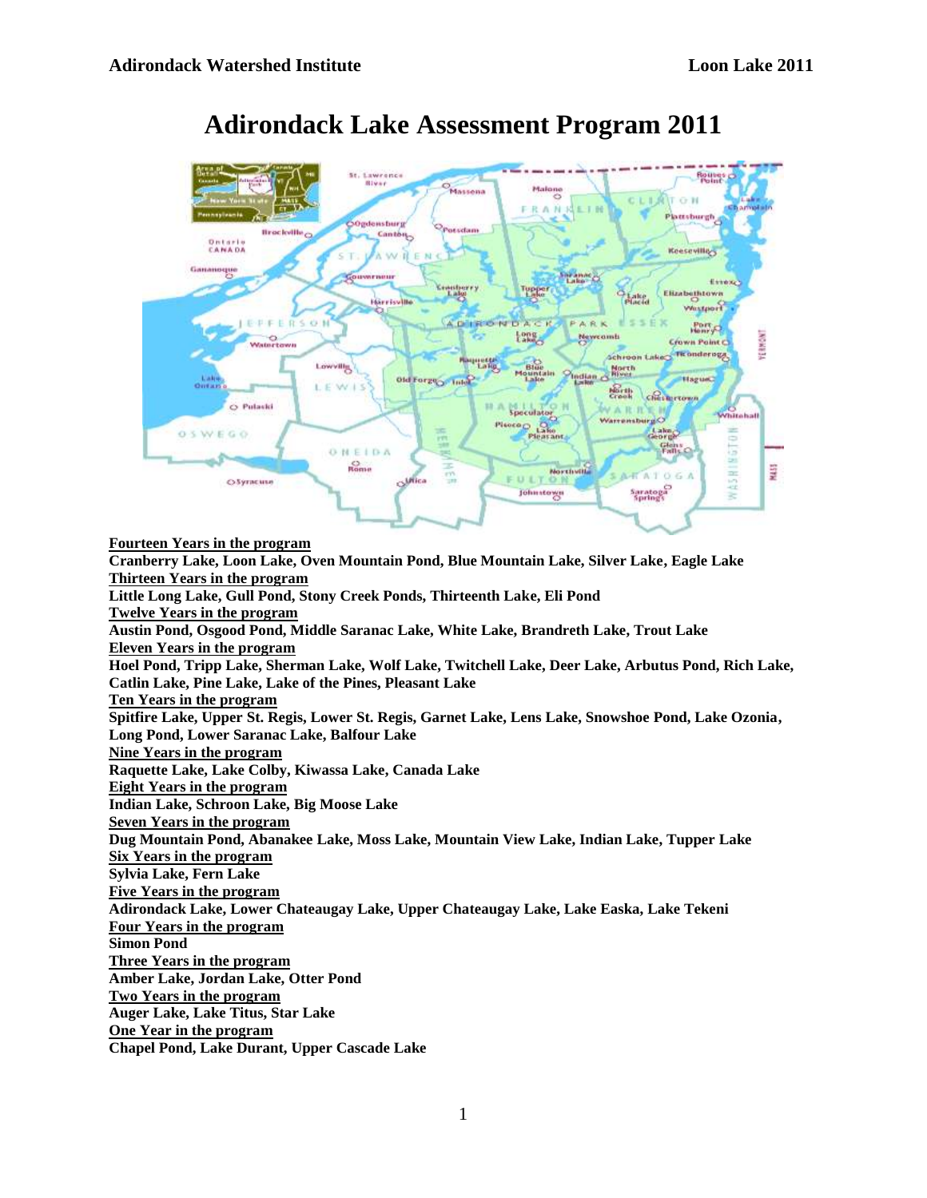# Adirondack Lake Assessment Program 2011

**<u>Fourteen Years in the program</u>**
**Cranberry Lake, Loon Lake, Oven Mountain Pond, Blue Mountain Lake, Silver Lake, Eagle Lake**
**<u>Thirteen Years in the program</u>**
**Little Long Lake, Gull Pond, Stony Creek Ponds, Thirteenth Lake, Eli Pond**
**<u>Twelve Years in the program</u>**
**Austin Pond, Osgood Pond, Middle Saranac Lake, White Lake, Brandreth Lake, Trout Lake**
**<u>Eleven Years in the program</u>**
**Hoel Pond, Tripp Lake, Sherman Lake, Wolf Lake, Twitchell Lake, Deer Lake, Arbutus Pond, Rich Lake, Catlin Lake, Pine Lake, Lake of the Pines, Pleasant Lake**
**<u>Ten Years in the program</u>**
**Spitfire Lake, Upper St. Regis, Lower St. Regis, Garnet Lake, Lens Lake, Snowshoe Pond, Lake Ozonia, Long Pond, Lower Saranac Lake, Balfour Lake**
**<u>Nine Years in the program</u>**
**Raquette Lake, Lake Colby, Kiwassa Lake, Canada Lake**
**<u>Eight Years in the program</u>**
**Indian Lake, Schroon Lake, Big Moose Lake**
**<u>Seven Years in the program</u>**
**Dug Mountain Pond, Abanakee Lake, Moss Lake, Mountain View Lake, Indian Lake, Tupper Lake**
**<u>Six Years in the program</u>**
**Sylvia Lake, Fern Lake**
**<u>Five Years in the program</u>**
**Adirondack Lake, Lower Chateaugay Lake, Upper Chateaugay Lake, Lake Easka, Lake Tekeni**
**<u>Four Years in the program</u>**
**Simon Pond**
**<u>Three Years in the program</u>**
**Amber Lake, Jordan Lake, Otter Pond**
**<u>Two Years in the program</u>**
**Auger Lake, Lake Titus, Star Lake**
**<u>One Year in the program</u>**
**Chapel Pond, Lake Durant, Upper Cascade Lake**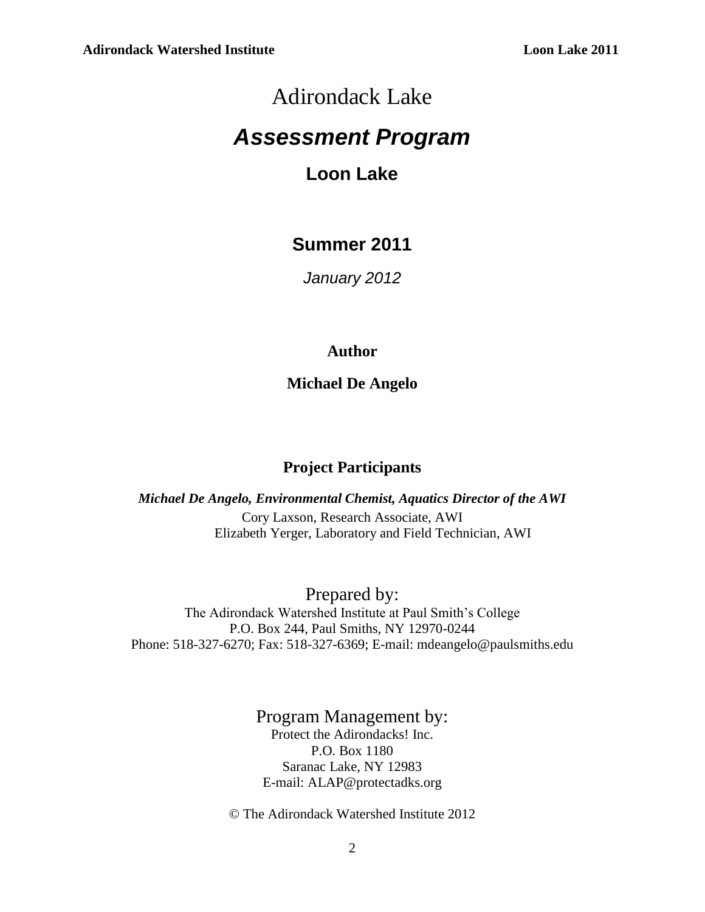# Adirondack Lake

# *Assessment Program*

## Loon Lake

### Summer 2011

*January 2012*

**Author**

**Michael De Angelo**

**Project Participants**

***Michael De Angelo, Environmental Chemist, Aquatics Director of the AWI***

Cory Laxson, Research Associate, AWI

Elizabeth Yerger, Laboratory and Field Technician, AWI

Prepared by:

The Adirondack Watershed Institute at Paul Smith's College
P.O. Box 244, Paul Smiths, NY 12970-0244
Phone: 518-327-6270; Fax: 518-327-6369; E-mail: mdeangelo@paulsmiths.edu

Program Management by:

Protect the Adirondacks! Inc.
P.O. Box 1180
Saranac Lake, NY 12983
E-mail: ALAP@protectadks.org

© The Adirondack Watershed Institute 2012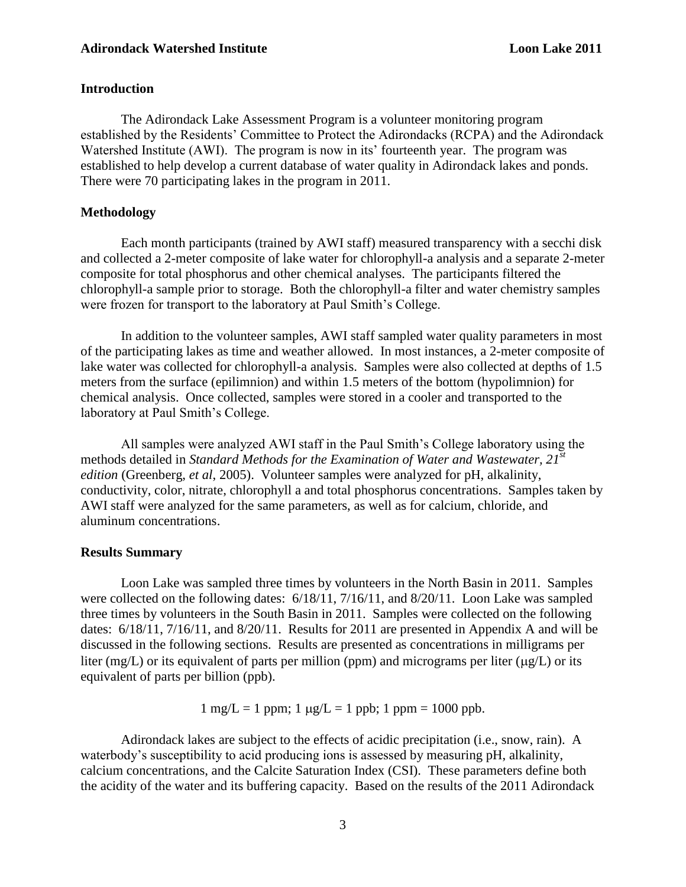## Introduction

The Adirondack Lake Assessment Program is a volunteer monitoring program established by the Residents' Committee to Protect the Adirondacks (RCPA) and the Adirondack Watershed Institute (AWI). The program is now in its' fourteenth year. The program was established to help develop a current database of water quality in Adirondack lakes and ponds. There were 70 participating lakes in the program in 2011.

## Methodology

Each month participants (trained by AWI staff) measured transparency with a secchi disk and collected a 2-meter composite of lake water for chlorophyll-a analysis and a separate 2-meter composite for total phosphorus and other chemical analyses. The participants filtered the chlorophyll-a sample prior to storage. Both the chlorophyll-a filter and water chemistry samples were frozen for transport to the laboratory at Paul Smith's College.

In addition to the volunteer samples, AWI staff sampled water quality parameters in most of the participating lakes as time and weather allowed. In most instances, a 2-meter composite of lake water was collected for chlorophyll-a analysis. Samples were also collected at depths of 1.5 meters from the surface (epilimnion) and within 1.5 meters of the bottom (hypolimnion) for chemical analysis. Once collected, samples were stored in a cooler and transported to the laboratory at Paul Smith's College.

All samples were analyzed AWI staff in the Paul Smith's College laboratory using the methods detailed in *Standard Methods for the Examination of Water and Wastewater, 21st edition* (Greenberg, *et al*, 2005). Volunteer samples were analyzed for pH, alkalinity, conductivity, color, nitrate, chlorophyll a and total phosphorus concentrations. Samples taken by AWI staff were analyzed for the same parameters, as well as for calcium, chloride, and aluminum concentrations.

## Results Summary

Loon Lake was sampled three times by volunteers in the North Basin in 2011. Samples were collected on the following dates: 6/18/11, 7/16/11, and 8/20/11. Loon Lake was sampled three times by volunteers in the South Basin in 2011. Samples were collected on the following dates: 6/18/11, 7/16/11, and 8/20/11. Results for 2011 are presented in Appendix A and will be discussed in the following sections. Results are presented as concentrations in milligrams per liter (mg/L) or its equivalent of parts per million (ppm) and micrograms per liter (μg/L) or its equivalent of parts per billion (ppb).

$$1 \text{ mg/L} = 1 \text{ ppm}; \; 1 \; \mu\text{g/L} = 1 \text{ ppb}; \; 1 \text{ ppm} = 1000 \text{ ppb}.$$

Adirondack lakes are subject to the effects of acidic precipitation (i.e., snow, rain). A waterbody's susceptibility to acid producing ions is assessed by measuring pH, alkalinity, calcium concentrations, and the Calcite Saturation Index (CSI). These parameters define both the acidity of the water and its buffering capacity. Based on the results of the 2011 Adirondack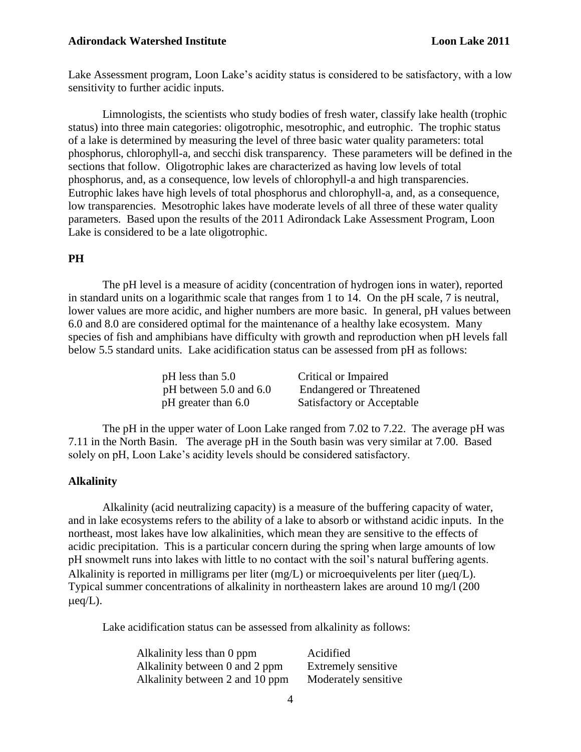Lake Assessment program, Loon Lake's acidity status is considered to be satisfactory, with a low sensitivity to further acidic inputs.

Limnologists, the scientists who study bodies of fresh water, classify lake health (trophic status) into three main categories: oligotrophic, mesotrophic, and eutrophic. The trophic status of a lake is determined by measuring the level of three basic water quality parameters: total phosphorus, chlorophyll-a, and secchi disk transparency. These parameters will be defined in the sections that follow. Oligotrophic lakes are characterized as having low levels of total phosphorus, and, as a consequence, low levels of chlorophyll-a and high transparencies. Eutrophic lakes have high levels of total phosphorus and chlorophyll-a, and, as a consequence, low transparencies. Mesotrophic lakes have moderate levels of all three of these water quality parameters. Based upon the results of the 2011 Adirondack Lake Assessment Program, Loon Lake is considered to be a late oligotrophic.

**PH**

The pH level is a measure of acidity (concentration of hydrogen ions in water), reported in standard units on a logarithmic scale that ranges from 1 to 14. On the pH scale, 7 is neutral, lower values are more acidic, and higher numbers are more basic. In general, pH values between 6.0 and 8.0 are considered optimal for the maintenance of a healthy lake ecosystem. Many species of fish and amphibians have difficulty with growth and reproduction when pH levels fall below 5.5 standard units. Lake acidification status can be assessed from pH as follows:

| | |
|---|---|
| pH less than 5.0 | Critical or Impaired |
| pH between 5.0 and 6.0 | Endangered or Threatened |
| pH greater than 6.0 | Satisfactory or Acceptable |

The pH in the upper water of Loon Lake ranged from 7.02 to 7.22. The average pH was 7.11 in the North Basin. The average pH in the South basin was very similar at 7.00. Based solely on pH, Loon Lake's acidity levels should be considered satisfactory.

**Alkalinity**

Alkalinity (acid neutralizing capacity) is a measure of the buffering capacity of water, and in lake ecosystems refers to the ability of a lake to absorb or withstand acidic inputs. In the northeast, most lakes have low alkalinities, which mean they are sensitive to the effects of acidic precipitation. This is a particular concern during the spring when large amounts of low pH snowmelt runs into lakes with little to no contact with the soil's natural buffering agents. Alkalinity is reported in milligrams per liter (mg/L) or microequivelents per liter (μeq/L). Typical summer concentrations of alkalinity in northeastern lakes are around 10 mg/l (200 μeq/L).

Lake acidification status can be assessed from alkalinity as follows:

| | |
|---|---|
| Alkalinity less than 0 ppm | Acidified |
| Alkalinity between 0 and 2 ppm | Extremely sensitive |
| Alkalinity between 2 and 10 ppm | Moderately sensitive |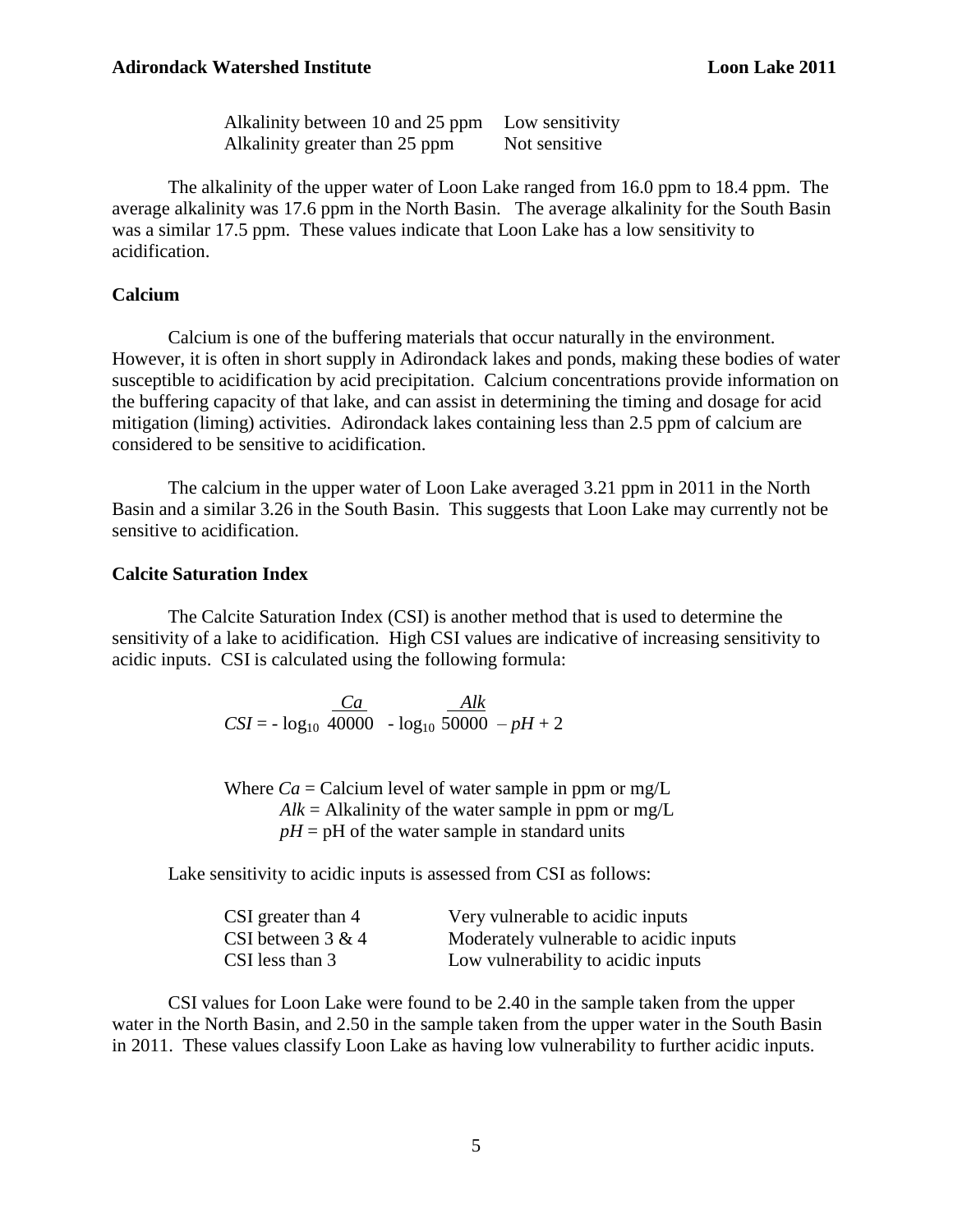| | |
|---|---|
| Alkalinity between 10 and 25 ppm | Low sensitivity |
| Alkalinity greater than 25 ppm | Not sensitive |

The alkalinity of the upper water of Loon Lake ranged from 16.0 ppm to 18.4 ppm. The average alkalinity was 17.6 ppm in the North Basin. The average alkalinity for the South Basin was a similar 17.5 ppm. These values indicate that Loon Lake has a low sensitivity to acidification.

### Calcium

Calcium is one of the buffering materials that occur naturally in the environment. However, it is often in short supply in Adirondack lakes and ponds, making these bodies of water susceptible to acidification by acid precipitation. Calcium concentrations provide information on the buffering capacity of that lake, and can assist in determining the timing and dosage for acid mitigation (liming) activities. Adirondack lakes containing less than 2.5 ppm of calcium are considered to be sensitive to acidification.

The calcium in the upper water of Loon Lake averaged 3.21 ppm in 2011 in the North Basin and a similar 3.26 in the South Basin. This suggests that Loon Lake may currently not be sensitive to acidification.

### Calcite Saturation Index

The Calcite Saturation Index (CSI) is another method that is used to determine the sensitivity of a lake to acidification. High CSI values are indicative of increasing sensitivity to acidic inputs. CSI is calculated using the following formula:

$$CSI = -\log_{10}\frac{Ca}{40000} - \log_{10}\frac{Alk}{50000} - pH + 2$$

Where $Ca$ = Calcium level of water sample in ppm or mg/L
$Alk$ = Alkalinity of the water sample in ppm or mg/L
$pH$ = pH of the water sample in standard units

Lake sensitivity to acidic inputs is assessed from CSI as follows:

| | |
|---|---|
| CSI greater than 4 | Very vulnerable to acidic inputs |
| CSI between 3 & 4 | Moderately vulnerable to acidic inputs |
| CSI less than 3 | Low vulnerability to acidic inputs |

CSI values for Loon Lake were found to be 2.40 in the sample taken from the upper water in the North Basin, and 2.50 in the sample taken from the upper water in the South Basin in 2011. These values classify Loon Lake as having low vulnerability to further acidic inputs.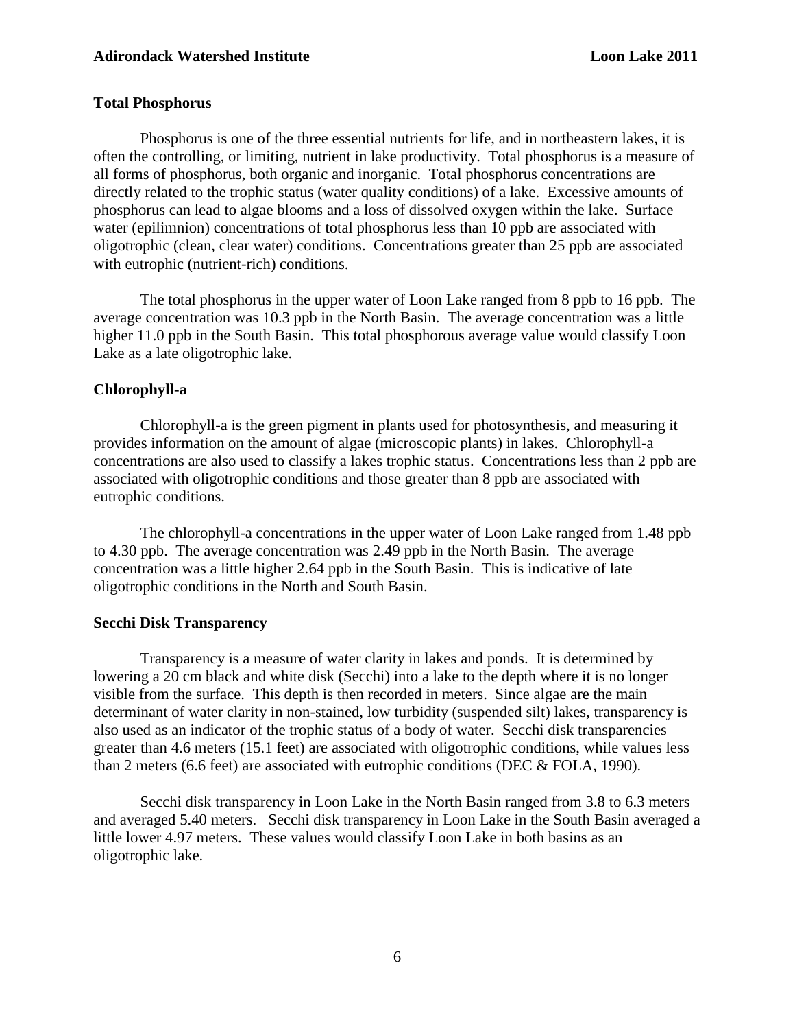## Total Phosphorus

Phosphorus is one of the three essential nutrients for life, and in northeastern lakes, it is often the controlling, or limiting, nutrient in lake productivity. Total phosphorus is a measure of all forms of phosphorus, both organic and inorganic. Total phosphorus concentrations are directly related to the trophic status (water quality conditions) of a lake. Excessive amounts of phosphorus can lead to algae blooms and a loss of dissolved oxygen within the lake. Surface water (epilimnion) concentrations of total phosphorus less than 10 ppb are associated with oligotrophic (clean, clear water) conditions. Concentrations greater than 25 ppb are associated with eutrophic (nutrient-rich) conditions.

The total phosphorus in the upper water of Loon Lake ranged from 8 ppb to 16 ppb. The average concentration was 10.3 ppb in the North Basin. The average concentration was a little higher 11.0 ppb in the South Basin. This total phosphorous average value would classify Loon Lake as a late oligotrophic lake.

## Chlorophyll-a

Chlorophyll-a is the green pigment in plants used for photosynthesis, and measuring it provides information on the amount of algae (microscopic plants) in lakes. Chlorophyll-a concentrations are also used to classify a lakes trophic status. Concentrations less than 2 ppb are associated with oligotrophic conditions and those greater than 8 ppb are associated with eutrophic conditions.

The chlorophyll-a concentrations in the upper water of Loon Lake ranged from 1.48 ppb to 4.30 ppb. The average concentration was 2.49 ppb in the North Basin. The average concentration was a little higher 2.64 ppb in the South Basin. This is indicative of late oligotrophic conditions in the North and South Basin.

## Secchi Disk Transparency

Transparency is a measure of water clarity in lakes and ponds. It is determined by lowering a 20 cm black and white disk (Secchi) into a lake to the depth where it is no longer visible from the surface. This depth is then recorded in meters. Since algae are the main determinant of water clarity in non-stained, low turbidity (suspended silt) lakes, transparency is also used as an indicator of the trophic status of a body of water. Secchi disk transparencies greater than 4.6 meters (15.1 feet) are associated with oligotrophic conditions, while values less than 2 meters (6.6 feet) are associated with eutrophic conditions (DEC & FOLA, 1990).

Secchi disk transparency in Loon Lake in the North Basin ranged from 3.8 to 6.3 meters and averaged 5.40 meters. Secchi disk transparency in Loon Lake in the South Basin averaged a little lower 4.97 meters. These values would classify Loon Lake in both basins as an oligotrophic lake.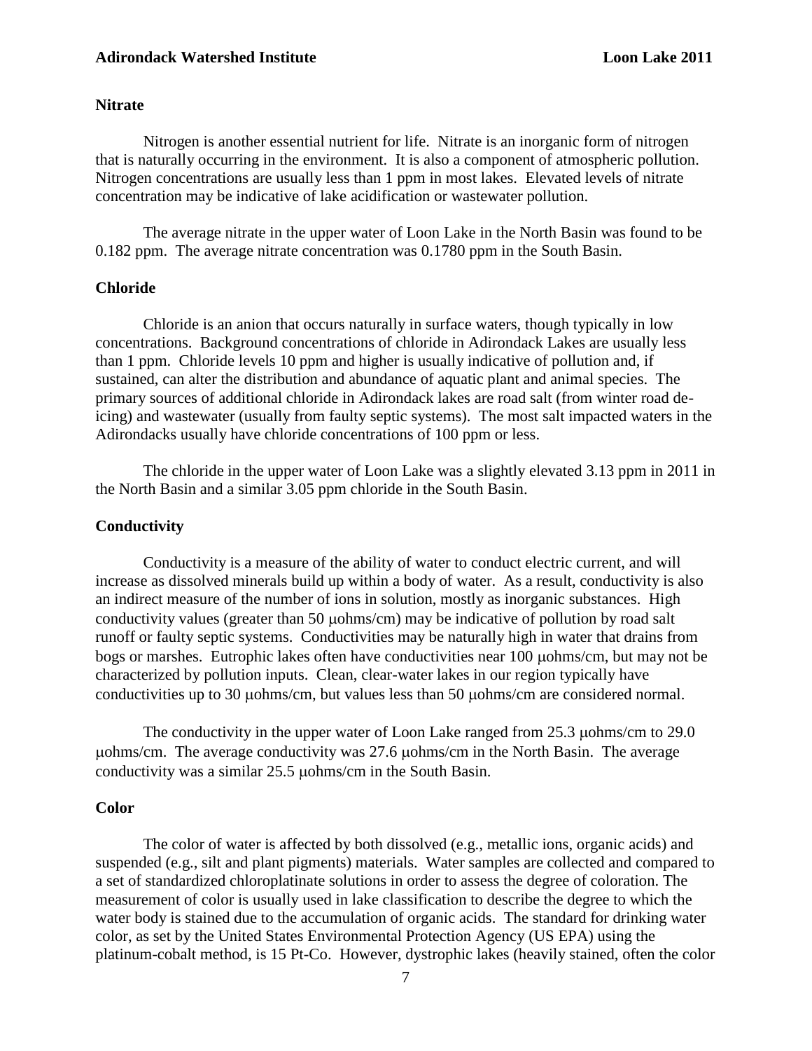### Nitrate

Nitrogen is another essential nutrient for life. Nitrate is an inorganic form of nitrogen that is naturally occurring in the environment. It is also a component of atmospheric pollution. Nitrogen concentrations are usually less than 1 ppm in most lakes. Elevated levels of nitrate concentration may be indicative of lake acidification or wastewater pollution.

The average nitrate in the upper water of Loon Lake in the North Basin was found to be 0.182 ppm. The average nitrate concentration was 0.1780 ppm in the South Basin.

### Chloride

Chloride is an anion that occurs naturally in surface waters, though typically in low concentrations. Background concentrations of chloride in Adirondack Lakes are usually less than 1 ppm. Chloride levels 10 ppm and higher is usually indicative of pollution and, if sustained, can alter the distribution and abundance of aquatic plant and animal species. The primary sources of additional chloride in Adirondack lakes are road salt (from winter road de-icing) and wastewater (usually from faulty septic systems). The most salt impacted waters in the Adirondacks usually have chloride concentrations of 100 ppm or less.

The chloride in the upper water of Loon Lake was a slightly elevated 3.13 ppm in 2011 in the North Basin and a similar 3.05 ppm chloride in the South Basin.

### Conductivity

Conductivity is a measure of the ability of water to conduct electric current, and will increase as dissolved minerals build up within a body of water. As a result, conductivity is also an indirect measure of the number of ions in solution, mostly as inorganic substances. High conductivity values (greater than 50 μohms/cm) may be indicative of pollution by road salt runoff or faulty septic systems. Conductivities may be naturally high in water that drains from bogs or marshes. Eutrophic lakes often have conductivities near 100 μohms/cm, but may not be characterized by pollution inputs. Clean, clear-water lakes in our region typically have conductivities up to 30 μohms/cm, but values less than 50 μohms/cm are considered normal.

The conductivity in the upper water of Loon Lake ranged from 25.3 μohms/cm to 29.0 μohms/cm. The average conductivity was 27.6 μohms/cm in the North Basin. The average conductivity was a similar 25.5 μohms/cm in the South Basin.

### Color

The color of water is affected by both dissolved (e.g., metallic ions, organic acids) and suspended (e.g., silt and plant pigments) materials. Water samples are collected and compared to a set of standardized chloroplatinate solutions in order to assess the degree of coloration. The measurement of color is usually used in lake classification to describe the degree to which the water body is stained due to the accumulation of organic acids. The standard for drinking water color, as set by the United States Environmental Protection Agency (US EPA) using the platinum-cobalt method, is 15 Pt-Co. However, dystrophic lakes (heavily stained, often the color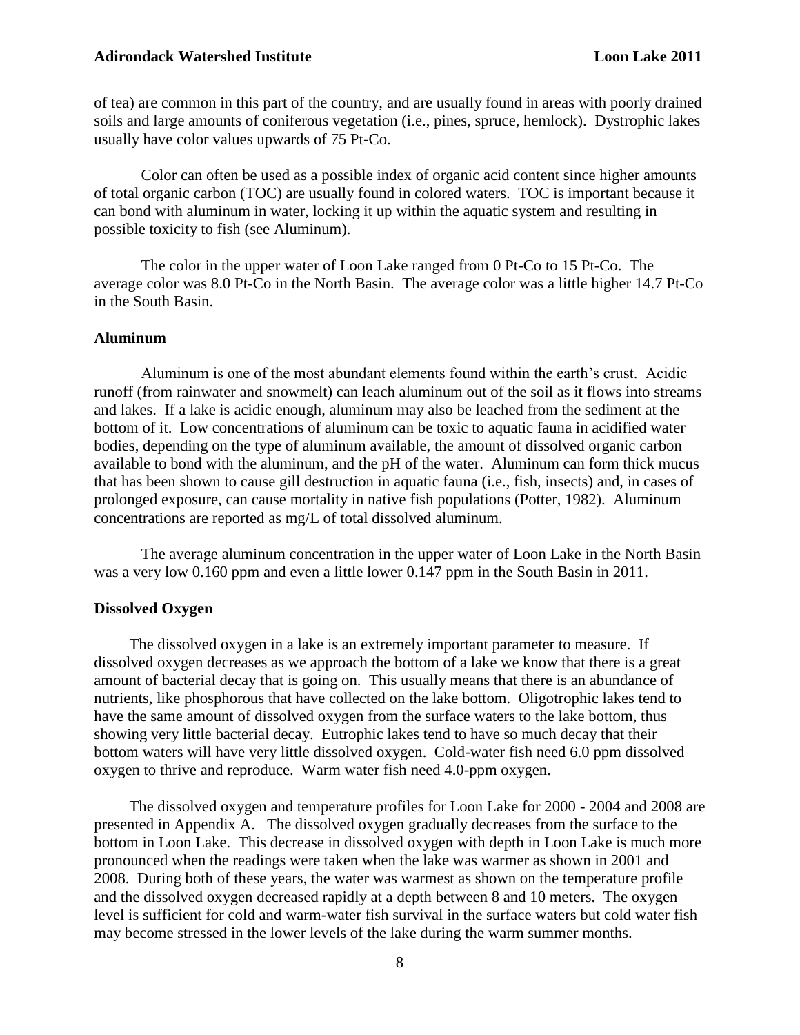of tea) are common in this part of the country, and are usually found in areas with poorly drained soils and large amounts of coniferous vegetation (i.e., pines, spruce, hemlock). Dystrophic lakes usually have color values upwards of 75 Pt-Co.

Color can often be used as a possible index of organic acid content since higher amounts of total organic carbon (TOC) are usually found in colored waters. TOC is important because it can bond with aluminum in water, locking it up within the aquatic system and resulting in possible toxicity to fish (see Aluminum).

The color in the upper water of Loon Lake ranged from 0 Pt-Co to 15 Pt-Co. The average color was 8.0 Pt-Co in the North Basin. The average color was a little higher 14.7 Pt-Co in the South Basin.

**Aluminum**

Aluminum is one of the most abundant elements found within the earth's crust. Acidic runoff (from rainwater and snowmelt) can leach aluminum out of the soil as it flows into streams and lakes. If a lake is acidic enough, aluminum may also be leached from the sediment at the bottom of it. Low concentrations of aluminum can be toxic to aquatic fauna in acidified water bodies, depending on the type of aluminum available, the amount of dissolved organic carbon available to bond with the aluminum, and the pH of the water. Aluminum can form thick mucus that has been shown to cause gill destruction in aquatic fauna (i.e., fish, insects) and, in cases of prolonged exposure, can cause mortality in native fish populations (Potter, 1982). Aluminum concentrations are reported as mg/L of total dissolved aluminum.

The average aluminum concentration in the upper water of Loon Lake in the North Basin was a very low 0.160 ppm and even a little lower 0.147 ppm in the South Basin in 2011.

**Dissolved Oxygen**

The dissolved oxygen in a lake is an extremely important parameter to measure. If dissolved oxygen decreases as we approach the bottom of a lake we know that there is a great amount of bacterial decay that is going on. This usually means that there is an abundance of nutrients, like phosphorous that have collected on the lake bottom. Oligotrophic lakes tend to have the same amount of dissolved oxygen from the surface waters to the lake bottom, thus showing very little bacterial decay. Eutrophic lakes tend to have so much decay that their bottom waters will have very little dissolved oxygen. Cold-water fish need 6.0 ppm dissolved oxygen to thrive and reproduce. Warm water fish need 4.0-ppm oxygen.

The dissolved oxygen and temperature profiles for Loon Lake for 2000 - 2004 and 2008 are presented in Appendix A. The dissolved oxygen gradually decreases from the surface to the bottom in Loon Lake. This decrease in dissolved oxygen with depth in Loon Lake is much more pronounced when the readings were taken when the lake was warmer as shown in 2001 and 2008. During both of these years, the water was warmest as shown on the temperature profile and the dissolved oxygen decreased rapidly at a depth between 8 and 10 meters. The oxygen level is sufficient for cold and warm-water fish survival in the surface waters but cold water fish may become stressed in the lower levels of the lake during the warm summer months.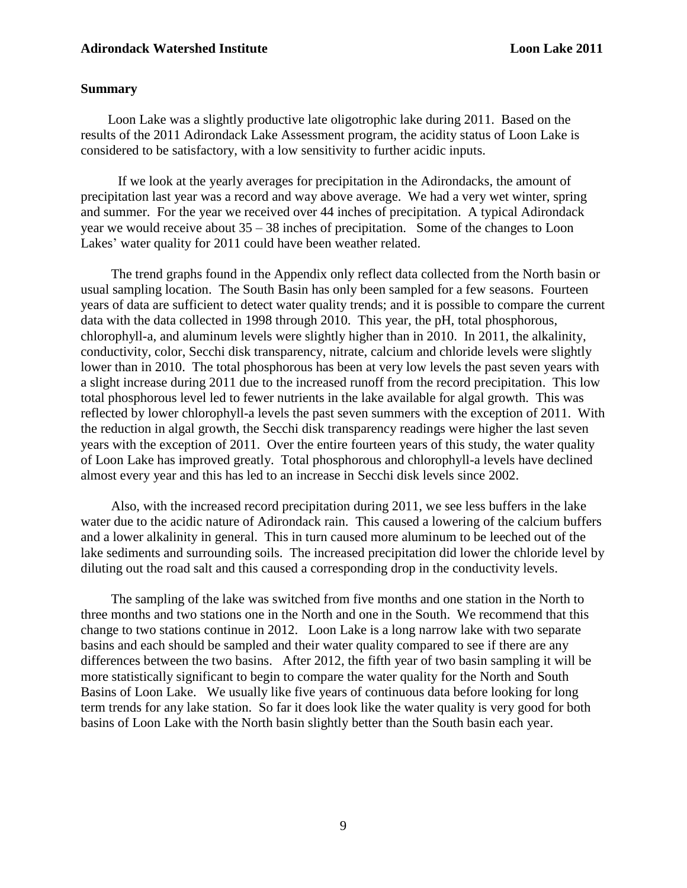## Summary

Loon Lake was a slightly productive late oligotrophic lake during 2011. Based on the results of the 2011 Adirondack Lake Assessment program, the acidity status of Loon Lake is considered to be satisfactory, with a low sensitivity to further acidic inputs.

If we look at the yearly averages for precipitation in the Adirondacks, the amount of precipitation last year was a record and way above average. We had a very wet winter, spring and summer. For the year we received over 44 inches of precipitation. A typical Adirondack year we would receive about 35 – 38 inches of precipitation. Some of the changes to Loon Lakes' water quality for 2011 could have been weather related.

The trend graphs found in the Appendix only reflect data collected from the North basin or usual sampling location. The South Basin has only been sampled for a few seasons. Fourteen years of data are sufficient to detect water quality trends; and it is possible to compare the current data with the data collected in 1998 through 2010. This year, the pH, total phosphorous, chlorophyll-a, and aluminum levels were slightly higher than in 2010. In 2011, the alkalinity, conductivity, color, Secchi disk transparency, nitrate, calcium and chloride levels were slightly lower than in 2010. The total phosphorous has been at very low levels the past seven years with a slight increase during 2011 due to the increased runoff from the record precipitation. This low total phosphorous level led to fewer nutrients in the lake available for algal growth. This was reflected by lower chlorophyll-a levels the past seven summers with the exception of 2011. With the reduction in algal growth, the Secchi disk transparency readings were higher the last seven years with the exception of 2011. Over the entire fourteen years of this study, the water quality of Loon Lake has improved greatly. Total phosphorous and chlorophyll-a levels have declined almost every year and this has led to an increase in Secchi disk levels since 2002.

Also, with the increased record precipitation during 2011, we see less buffers in the lake water due to the acidic nature of Adirondack rain. This caused a lowering of the calcium buffers and a lower alkalinity in general. This in turn caused more aluminum to be leeched out of the lake sediments and surrounding soils. The increased precipitation did lower the chloride level by diluting out the road salt and this caused a corresponding drop in the conductivity levels.

The sampling of the lake was switched from five months and one station in the North to three months and two stations one in the North and one in the South. We recommend that this change to two stations continue in 2012. Loon Lake is a long narrow lake with two separate basins and each should be sampled and their water quality compared to see if there are any differences between the two basins. After 2012, the fifth year of two basin sampling it will be more statistically significant to begin to compare the water quality for the North and South Basins of Loon Lake. We usually like five years of continuous data before looking for long term trends for any lake station. So far it does look like the water quality is very good for both basins of Loon Lake with the North basin slightly better than the South basin each year.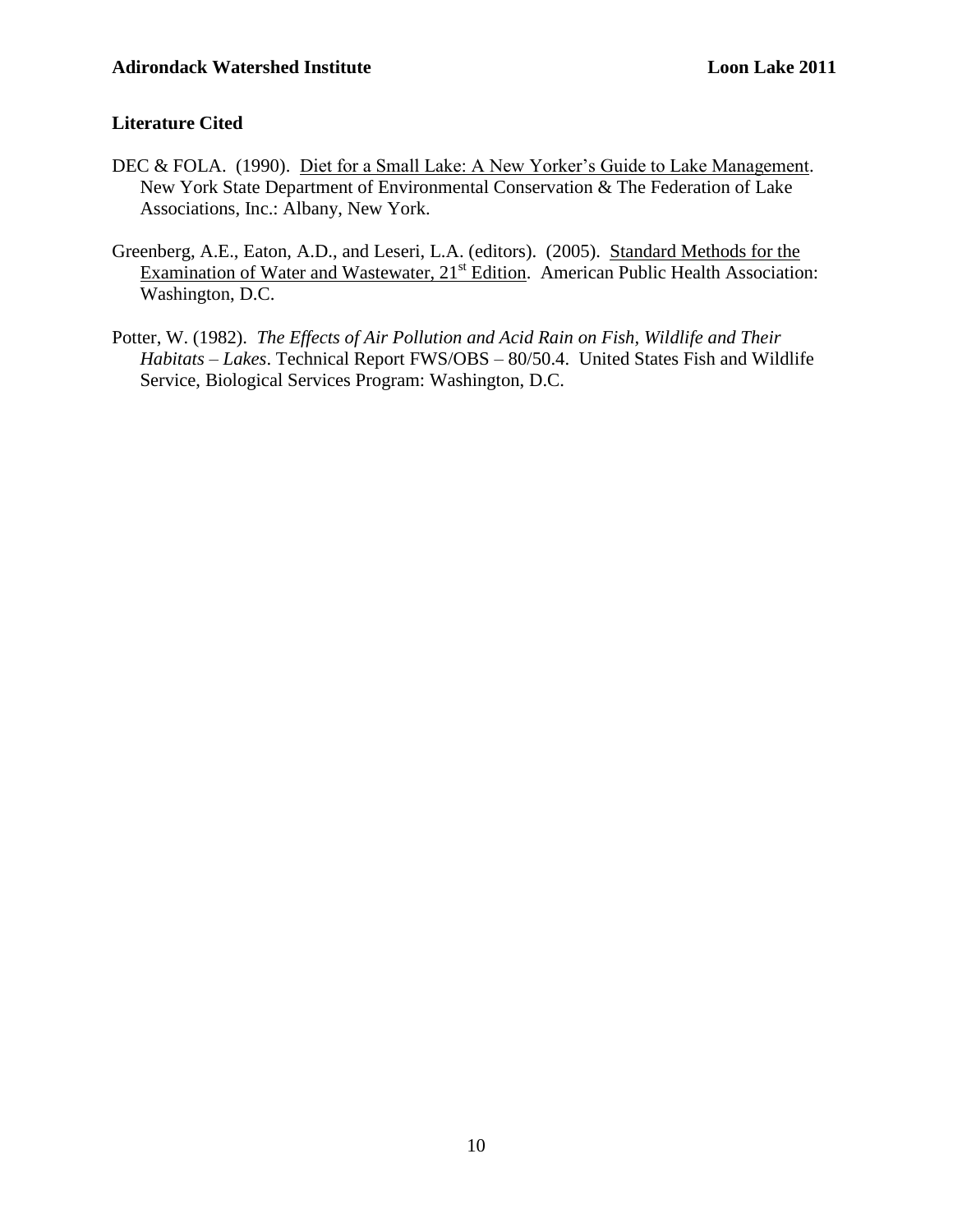## Literature Cited

DEC & FOLA. (1990). Diet for a Small Lake: A New Yorker's Guide to Lake Management. New York State Department of Environmental Conservation & The Federation of Lake Associations, Inc.: Albany, New York.

Greenberg, A.E., Eaton, A.D., and Leseri, L.A. (editors). (2005). Standard Methods for the Examination of Water and Wastewater, 21st Edition. American Public Health Association: Washington, D.C.

Potter, W. (1982). *The Effects of Air Pollution and Acid Rain on Fish, Wildlife and Their Habitats – Lakes*. Technical Report FWS/OBS – 80/50.4. United States Fish and Wildlife Service, Biological Services Program: Washington, D.C.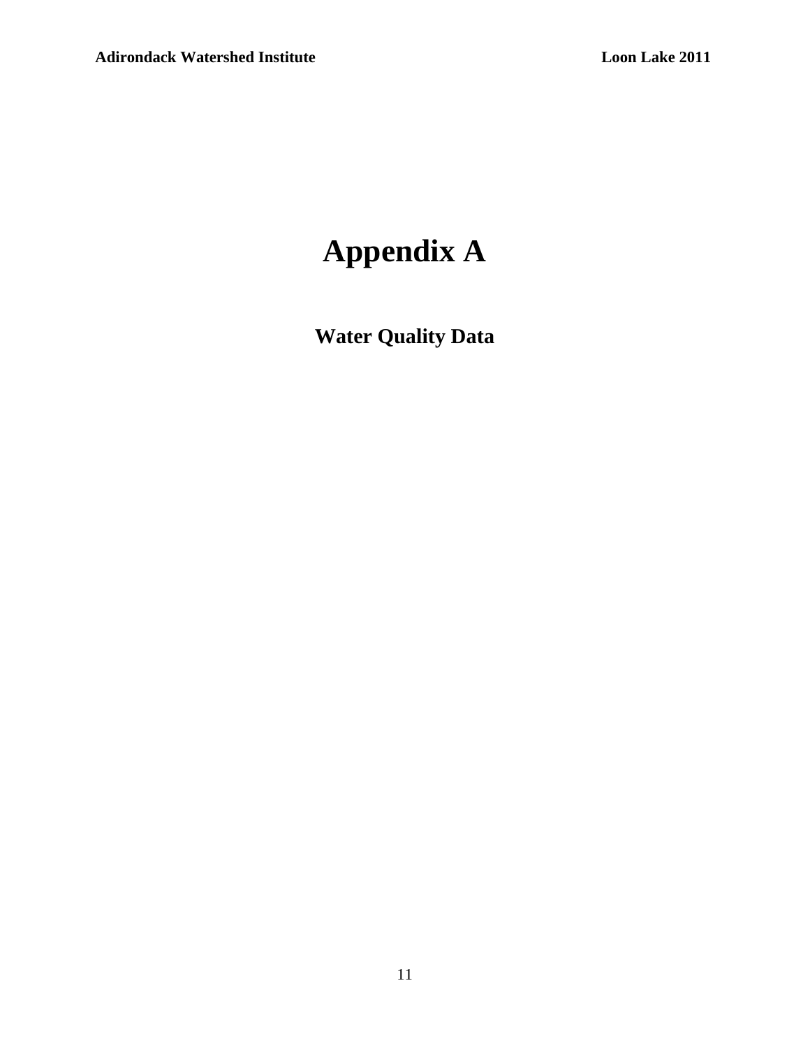# Appendix A

## Water Quality Data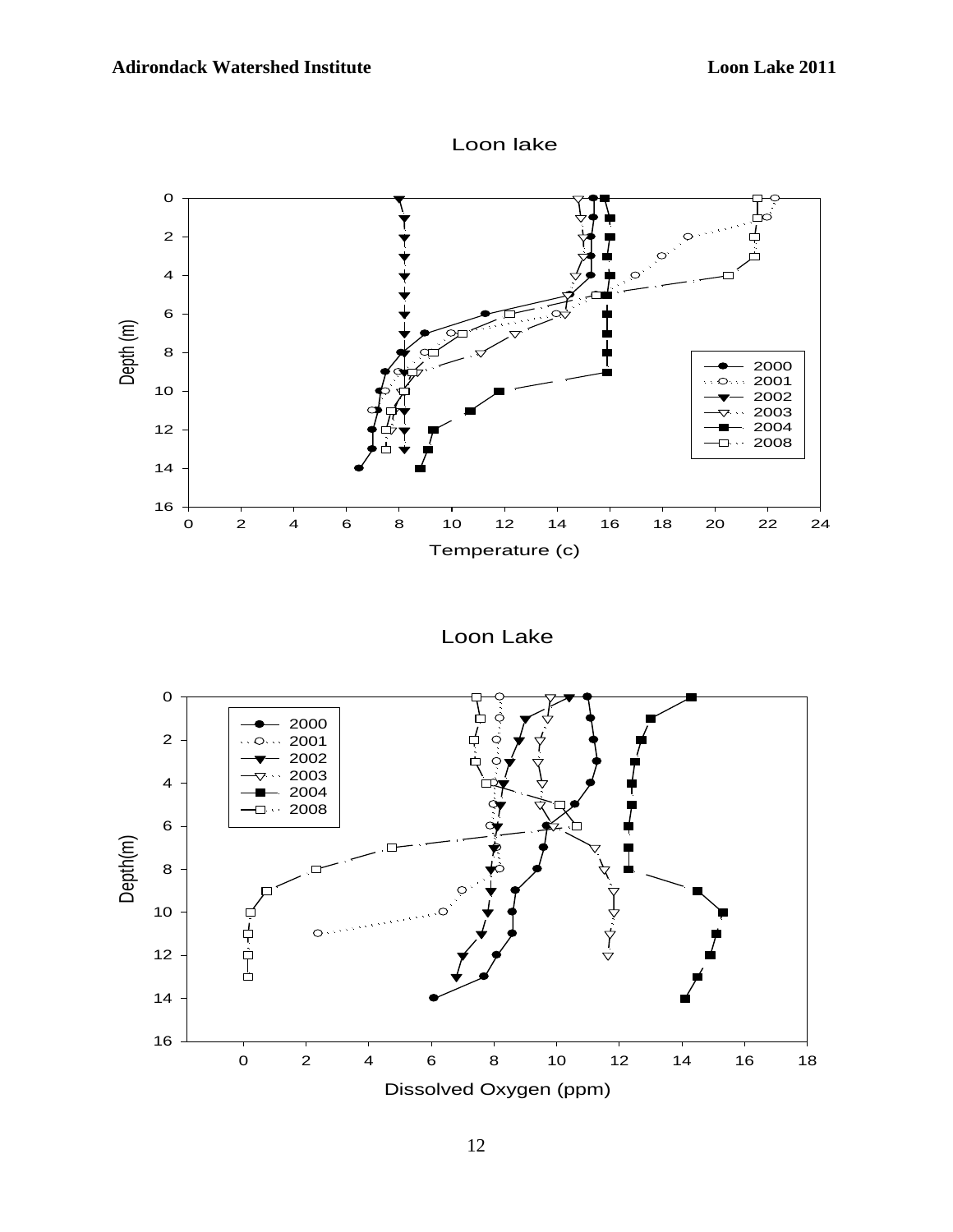Loon lake

Loon Lake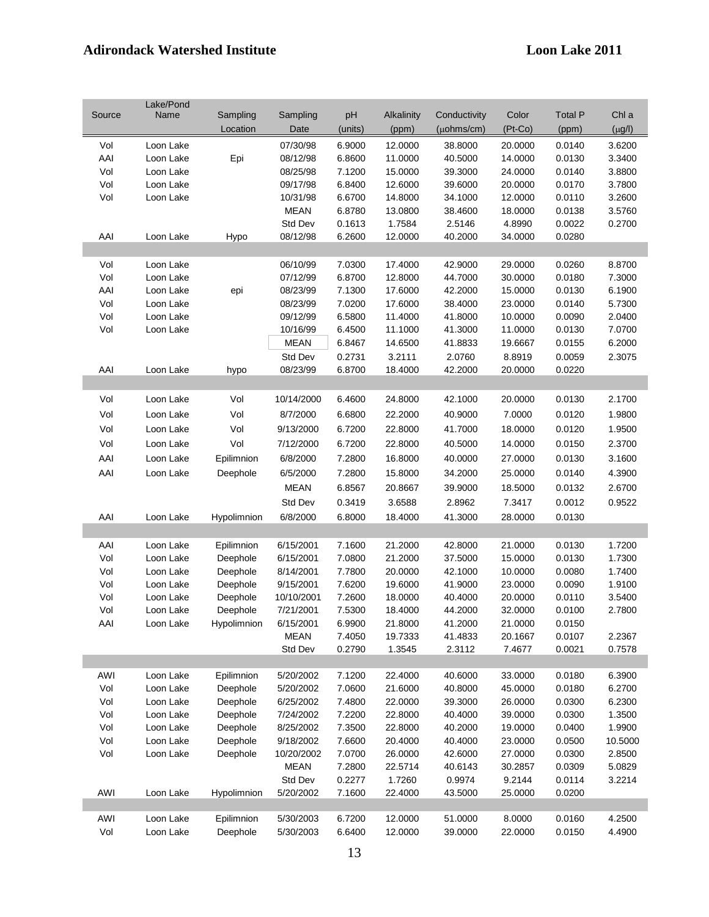| Source | Lake/Pond Name | Sampling Location | Sampling Date | pH (units) | Alkalinity (ppm) | Conductivity (μohms/cm) | Color (Pt-Co) | Total P (ppm) | Chl a (μg/l) |
|---|---|---|---|---|---|---|---|---|---|
| Vol | Loon Lake | | 07/30/98 | 6.9000 | 12.0000 | 38.8000 | 20.0000 | 0.0140 | 3.6200 |
| AAI | Loon Lake | Epi | 08/12/98 | 6.8600 | 11.0000 | 40.5000 | 14.0000 | 0.0130 | 3.3400 |
| Vol | Loon Lake | | 08/25/98 | 7.1200 | 15.0000 | 39.3000 | 24.0000 | 0.0140 | 3.8800 |
| Vol | Loon Lake | | 09/17/98 | 6.8400 | 12.6000 | 39.6000 | 20.0000 | 0.0170 | 3.7800 |
| Vol | Loon Lake | | 10/31/98 | 6.6700 | 14.8000 | 34.1000 | 12.0000 | 0.0110 | 3.2600 |
| | | | MEAN | 6.8780 | 13.0800 | 38.4600 | 18.0000 | 0.0138 | 3.5760 |
| | | | Std Dev | 0.1613 | 1.7584 | 2.5146 | 4.8990 | 0.0022 | 0.2700 |
| AAI | Loon Lake | Hypo | 08/12/98 | 6.2600 | 12.0000 | 40.2000 | 34.0000 | 0.0280 | |
| | | | | | | | | | |
| Vol | Loon Lake | | 06/10/99 | 7.0300 | 17.4000 | 42.9000 | 29.0000 | 0.0260 | 8.8700 |
| Vol | Loon Lake | | 07/12/99 | 6.8700 | 12.8000 | 44.7000 | 30.0000 | 0.0180 | 7.3000 |
| AAI | Loon Lake | epi | 08/23/99 | 7.1300 | 17.6000 | 42.2000 | 15.0000 | 0.0130 | 6.1900 |
| Vol | Loon Lake | | 08/23/99 | 7.0200 | 17.6000 | 38.4000 | 23.0000 | 0.0140 | 5.7300 |
| Vol | Loon Lake | | 09/12/99 | 6.5800 | 11.4000 | 41.8000 | 10.0000 | 0.0090 | 2.0400 |
| Vol | Loon Lake | | 10/16/99 | 6.4500 | 11.1000 | 41.3000 | 11.0000 | 0.0130 | 7.0700 |
| | | | MEAN | 6.8467 | 14.6500 | 41.8833 | 19.6667 | 0.0155 | 6.2000 |
| | | | Std Dev | 0.2731 | 3.2111 | 2.0760 | 8.8919 | 0.0059 | 2.3075 |
| AAI | Loon Lake | hypo | 08/23/99 | 6.8700 | 18.4000 | 42.2000 | 20.0000 | 0.0220 | |
| | | | | | | | | | |
| Vol | Loon Lake | Vol | 10/14/2000 | 6.4600 | 24.8000 | 42.1000 | 20.0000 | 0.0130 | 2.1700 |
| Vol | Loon Lake | Vol | 8/7/2000 | 6.6800 | 22.2000 | 40.9000 | 7.0000 | 0.0120 | 1.9800 |
| Vol | Loon Lake | Vol | 9/13/2000 | 6.7200 | 22.8000 | 41.7000 | 18.0000 | 0.0120 | 1.9500 |
| Vol | Loon Lake | Vol | 7/12/2000 | 6.7200 | 22.8000 | 40.5000 | 14.0000 | 0.0150 | 2.3700 |
| AAI | Loon Lake | Epilimnion | 6/8/2000 | 7.2800 | 16.8000 | 40.0000 | 27.0000 | 0.0130 | 3.1600 |
| AAI | Loon Lake | Deephole | 6/5/2000 | 7.2800 | 15.8000 | 34.2000 | 25.0000 | 0.0140 | 4.3900 |
| | | | MEAN | 6.8567 | 20.8667 | 39.9000 | 18.5000 | 0.0132 | 2.6700 |
| | | | Std Dev | 0.3419 | 3.6588 | 2.8962 | 7.3417 | 0.0012 | 0.9522 |
| AAI | Loon Lake | Hypolimnion | 6/8/2000 | 6.8000 | 18.4000 | 41.3000 | 28.0000 | 0.0130 | |
| | | | | | | | | | |
| AAI | Loon Lake | Epilimnion | 6/15/2001 | 7.1600 | 21.2000 | 42.8000 | 21.0000 | 0.0130 | 1.7200 |
| Vol | Loon Lake | Deephole | 6/15/2001 | 7.0800 | 21.2000 | 37.5000 | 15.0000 | 0.0130 | 1.7300 |
| Vol | Loon Lake | Deephole | 8/14/2001 | 7.7800 | 20.0000 | 42.1000 | 10.0000 | 0.0080 | 1.7400 |
| Vol | Loon Lake | Deephole | 9/15/2001 | 7.6200 | 19.6000 | 41.9000 | 23.0000 | 0.0090 | 1.9100 |
| Vol | Loon Lake | Deephole | 10/10/2001 | 7.2600 | 18.0000 | 40.4000 | 20.0000 | 0.0110 | 3.5400 |
| Vol | Loon Lake | Deephole | 7/21/2001 | 7.5300 | 18.4000 | 44.2000 | 32.0000 | 0.0100 | 2.7800 |
| AAI | Loon Lake | Hypolimnion | 6/15/2001 | 6.9900 | 21.8000 | 41.2000 | 21.0000 | 0.0150 | |
| | | | MEAN | 7.4050 | 19.7333 | 41.4833 | 20.1667 | 0.0107 | 2.2367 |
| | | | Std Dev | 0.2790 | 1.3545 | 2.3112 | 7.4677 | 0.0021 | 0.7578 |
| | | | | | | | | | |
| AWI | Loon Lake | Epilimnion | 5/20/2002 | 7.1200 | 22.4000 | 40.6000 | 33.0000 | 0.0180 | 6.3900 |
| Vol | Loon Lake | Deephole | 5/20/2002 | 7.0600 | 21.6000 | 40.8000 | 45.0000 | 0.0180 | 6.2700 |
| Vol | Loon Lake | Deephole | 6/25/2002 | 7.4800 | 22.0000 | 39.3000 | 26.0000 | 0.0300 | 6.2300 |
| Vol | Loon Lake | Deephole | 7/24/2002 | 7.2200 | 22.8000 | 40.4000 | 39.0000 | 0.0300 | 1.3500 |
| Vol | Loon Lake | Deephole | 8/25/2002 | 7.3500 | 22.8000 | 40.2000 | 19.0000 | 0.0400 | 1.9900 |
| Vol | Loon Lake | Deephole | 9/18/2002 | 7.6600 | 20.4000 | 40.4000 | 23.0000 | 0.0500 | 10.5000 |
| Vol | Loon Lake | Deephole | 10/20/2002 | 7.0700 | 26.0000 | 42.6000 | 27.0000 | 0.0300 | 2.8500 |
| | | | MEAN | 7.2800 | 22.5714 | 40.6143 | 30.2857 | 0.0309 | 5.0829 |
| | | | Std Dev | 0.2277 | 1.7260 | 0.9974 | 9.2144 | 0.0114 | 3.2214 |
| AWI | Loon Lake | Hypolimnion | 5/20/2002 | 7.1600 | 22.4000 | 43.5000 | 25.0000 | 0.0200 | |
| | | | | | | | | | |
| AWI | Loon Lake | Epilimnion | 5/30/2003 | 6.7200 | 12.0000 | 51.0000 | 8.0000 | 0.0160 | 4.2500 |
| Vol | Loon Lake | Deephole | 5/30/2003 | 6.6400 | 12.0000 | 39.0000 | 22.0000 | 0.0150 | 4.4900 |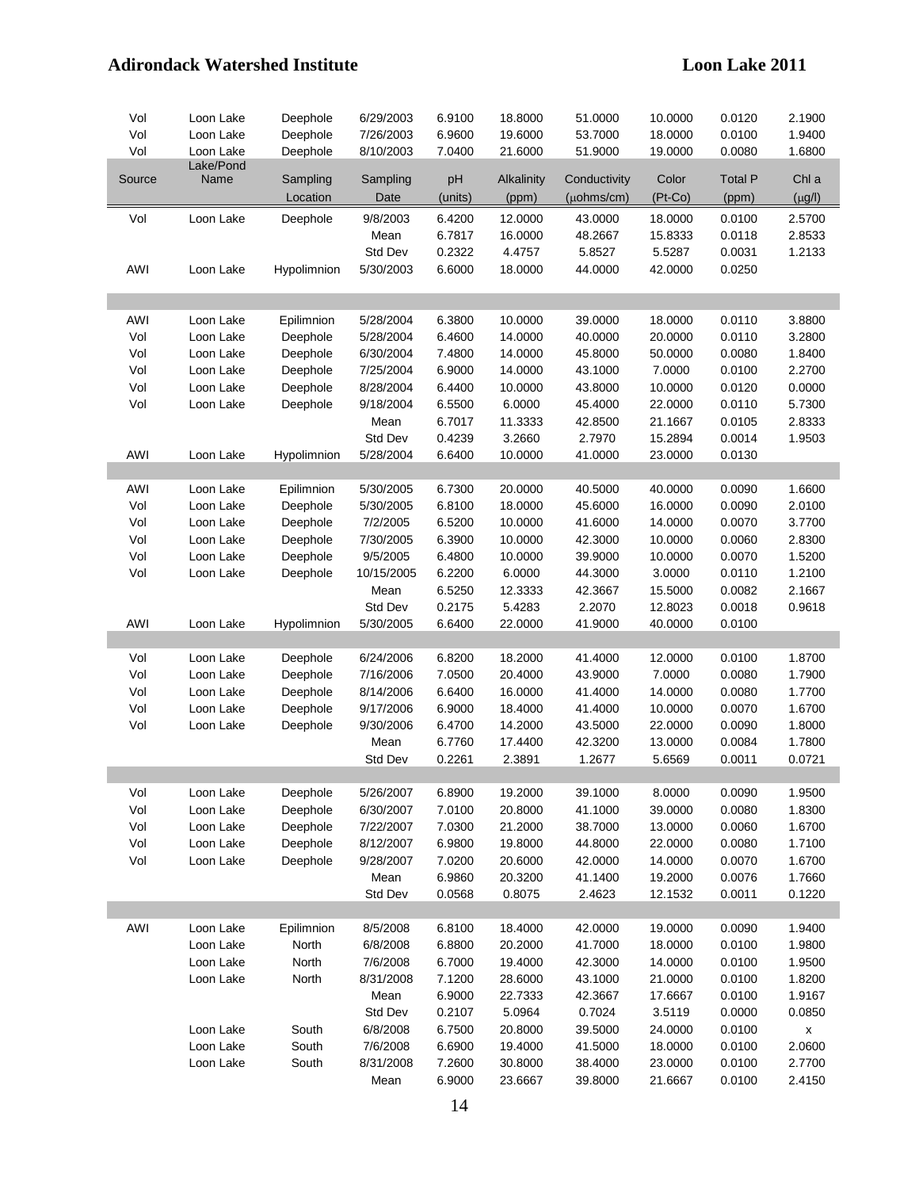| Vol | Loon Lake | Deephole | 6/29/2003 | 6.9100 | 18.8000 | 51.0000 | 10.0000 | 0.0120 | 2.1900 |
|---|---|---|---|---|---|---|---|---|---|
| Vol | Loon Lake | Deephole | 7/26/2003 | 6.9600 | 19.6000 | 53.7000 | 18.0000 | 0.0100 | 1.9400 |
| Vol | Loon Lake | Deephole | 8/10/2003 | 7.0400 | 21.6000 | 51.9000 | 19.0000 | 0.0080 | 1.6800 |
| Source | Lake/Pond Name | Sampling Location | Sampling Date | pH (units) | Alkalinity (ppm) | Conductivity (μohms/cm) | Color (Pt-Co) | Total P (ppm) | Chl a (μg/l) |
| Vol | Loon Lake | Deephole | 9/8/2003 | 6.4200 | 12.0000 | 43.0000 | 18.0000 | 0.0100 | 2.5700 |
| | | | Mean | 6.7817 | 16.0000 | 48.2667 | 15.8333 | 0.0118 | 2.8533 |
| | | | Std Dev | 0.2322 | 4.4757 | 5.8527 | 5.5287 | 0.0031 | 1.2133 |
| AWI | Loon Lake | Hypolimnion | 5/30/2003 | 6.6000 | 18.0000 | 44.0000 | 42.0000 | 0.0250 | |
| | | | | | | | | | |
| AWI | Loon Lake | Epilimnion | 5/28/2004 | 6.3800 | 10.0000 | 39.0000 | 18.0000 | 0.0110 | 3.8800 |
| Vol | Loon Lake | Deephole | 5/28/2004 | 6.4600 | 14.0000 | 40.0000 | 20.0000 | 0.0110 | 3.2800 |
| Vol | Loon Lake | Deephole | 6/30/2004 | 7.4800 | 14.0000 | 45.8000 | 50.0000 | 0.0080 | 1.8400 |
| Vol | Loon Lake | Deephole | 7/25/2004 | 6.9000 | 14.0000 | 43.1000 | 7.0000 | 0.0100 | 2.2700 |
| Vol | Loon Lake | Deephole | 8/28/2004 | 6.4400 | 10.0000 | 43.8000 | 10.0000 | 0.0120 | 0.0000 |
| Vol | Loon Lake | Deephole | 9/18/2004 | 6.5500 | 6.0000 | 45.4000 | 22.0000 | 0.0110 | 5.7300 |
| | | | Mean | 6.7017 | 11.3333 | 42.8500 | 21.1667 | 0.0105 | 2.8333 |
| | | | Std Dev | 0.4239 | 3.2660 | 2.7970 | 15.2894 | 0.0014 | 1.9503 |
| AWI | Loon Lake | Hypolimnion | 5/28/2004 | 6.6400 | 10.0000 | 41.0000 | 23.0000 | 0.0130 | |
| | | | | | | | | | |
| AWI | Loon Lake | Epilimnion | 5/30/2005 | 6.7300 | 20.0000 | 40.5000 | 40.0000 | 0.0090 | 1.6600 |
| Vol | Loon Lake | Deephole | 5/30/2005 | 6.8100 | 18.0000 | 45.6000 | 16.0000 | 0.0090 | 2.0100 |
| Vol | Loon Lake | Deephole | 7/2/2005 | 6.5200 | 10.0000 | 41.6000 | 14.0000 | 0.0070 | 3.7700 |
| Vol | Loon Lake | Deephole | 7/30/2005 | 6.3900 | 10.0000 | 42.3000 | 10.0000 | 0.0060 | 2.8300 |
| Vol | Loon Lake | Deephole | 9/5/2005 | 6.4800 | 10.0000 | 39.9000 | 10.0000 | 0.0070 | 1.5200 |
| Vol | Loon Lake | Deephole | 10/15/2005 | 6.2200 | 6.0000 | 44.3000 | 3.0000 | 0.0110 | 1.2100 |
| | | | Mean | 6.5250 | 12.3333 | 42.3667 | 15.5000 | 0.0082 | 2.1667 |
| | | | Std Dev | 0.2175 | 5.4283 | 2.2070 | 12.8023 | 0.0018 | 0.9618 |
| AWI | Loon Lake | Hypolimnion | 5/30/2005 | 6.6400 | 22.0000 | 41.9000 | 40.0000 | 0.0100 | |
| | | | | | | | | | |
| Vol | Loon Lake | Deephole | 6/24/2006 | 6.8200 | 18.2000 | 41.4000 | 12.0000 | 0.0100 | 1.8700 |
| Vol | Loon Lake | Deephole | 7/16/2006 | 7.0500 | 20.4000 | 43.9000 | 7.0000 | 0.0080 | 1.7900 |
| Vol | Loon Lake | Deephole | 8/14/2006 | 6.6400 | 16.0000 | 41.4000 | 14.0000 | 0.0080 | 1.7700 |
| Vol | Loon Lake | Deephole | 9/17/2006 | 6.9000 | 18.4000 | 41.4000 | 10.0000 | 0.0070 | 1.6700 |
| Vol | Loon Lake | Deephole | 9/30/2006 | 6.4700 | 14.2000 | 43.5000 | 22.0000 | 0.0090 | 1.8000 |
| | | | Mean | 6.7760 | 17.4400 | 42.3200 | 13.0000 | 0.0084 | 1.7800 |
| | | | Std Dev | 0.2261 | 2.3891 | 1.2677 | 5.6569 | 0.0011 | 0.0721 |
| | | | | | | | | | |
| Vol | Loon Lake | Deephole | 5/26/2007 | 6.8900 | 19.2000 | 39.1000 | 8.0000 | 0.0090 | 1.9500 |
| Vol | Loon Lake | Deephole | 6/30/2007 | 7.0100 | 20.8000 | 41.1000 | 39.0000 | 0.0080 | 1.8300 |
| Vol | Loon Lake | Deephole | 7/22/2007 | 7.0300 | 21.2000 | 38.7000 | 13.0000 | 0.0060 | 1.6700 |
| Vol | Loon Lake | Deephole | 8/12/2007 | 6.9800 | 19.8000 | 44.8000 | 22.0000 | 0.0080 | 1.7100 |
| Vol | Loon Lake | Deephole | 9/28/2007 | 7.0200 | 20.6000 | 42.0000 | 14.0000 | 0.0070 | 1.6700 |
| | | | Mean | 6.9860 | 20.3200 | 41.1400 | 19.2000 | 0.0076 | 1.7660 |
| | | | Std Dev | 0.0568 | 0.8075 | 2.4623 | 12.1532 | 0.0011 | 0.1220 |
| | | | | | | | | | |
| AWI | Loon Lake | Epilimnion | 8/5/2008 | 6.8100 | 18.4000 | 42.0000 | 19.0000 | 0.0090 | 1.9400 |
| | Loon Lake | North | 6/8/2008 | 6.8800 | 20.2000 | 41.7000 | 18.0000 | 0.0100 | 1.9800 |
| | Loon Lake | North | 7/6/2008 | 6.7000 | 19.4000 | 42.3000 | 14.0000 | 0.0100 | 1.9500 |
| | Loon Lake | North | 8/31/2008 | 7.1200 | 28.6000 | 43.1000 | 21.0000 | 0.0100 | 1.8200 |
| | | | Mean | 6.9000 | 22.7333 | 42.3667 | 17.6667 | 0.0100 | 1.9167 |
| | | | Std Dev | 0.2107 | 5.0964 | 0.7024 | 3.5119 | 0.0000 | 0.0850 |
| | Loon Lake | South | 6/8/2008 | 6.7500 | 20.8000 | 39.5000 | 24.0000 | 0.0100 | x |
| | Loon Lake | South | 7/6/2008 | 6.6900 | 19.4000 | 41.5000 | 18.0000 | 0.0100 | 2.0600 |
| | Loon Lake | South | 8/31/2008 | 7.2600 | 30.8000 | 38.4000 | 23.0000 | 0.0100 | 2.7700 |
| | | | Mean | 6.9000 | 23.6667 | 39.8000 | 21.6667 | 0.0100 | 2.4150 |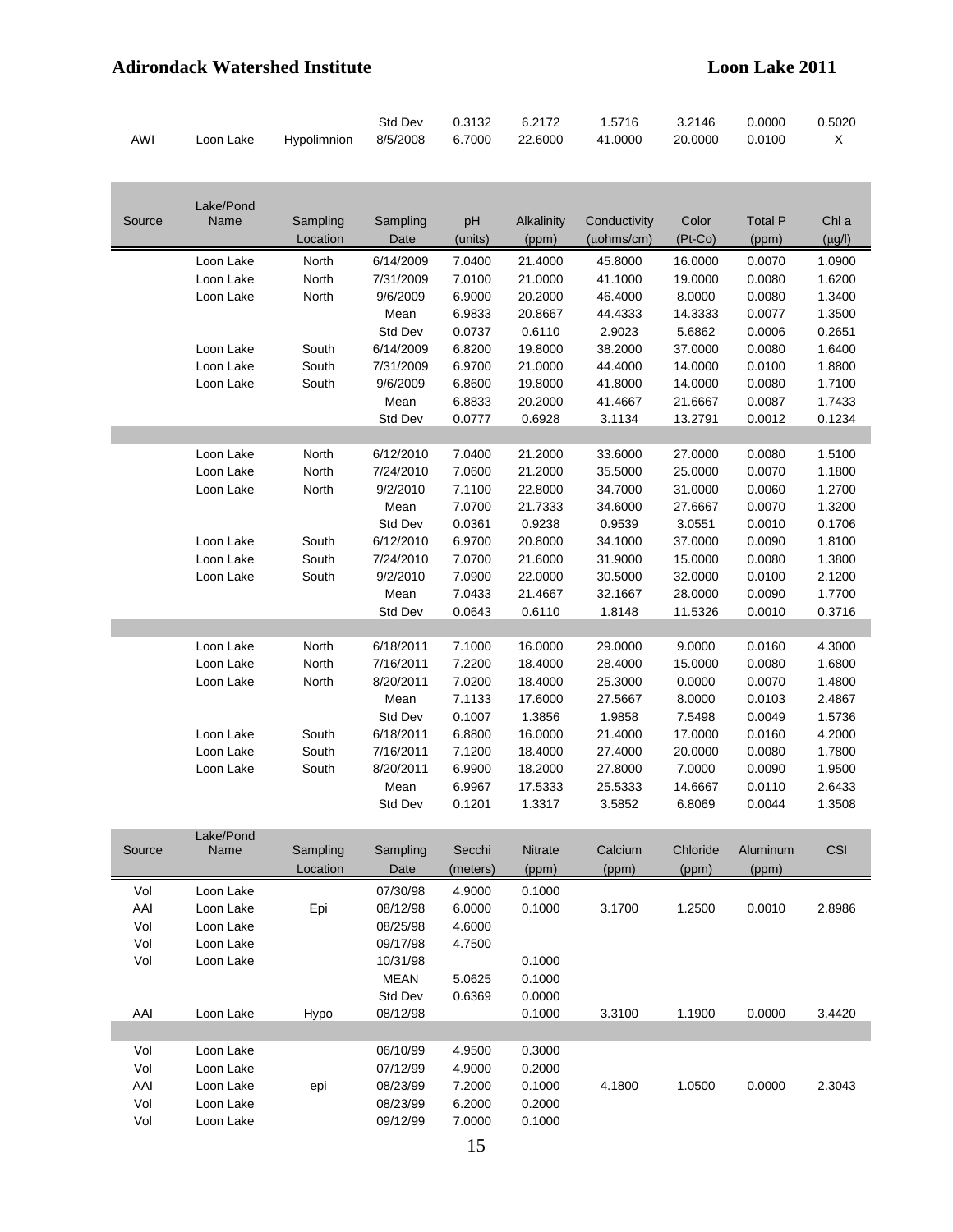|  |  |  | Std Dev | 0.3132 | 6.2172 | 1.5716 | 3.2146 | 0.0000 | 0.5020 |
|---|---|---|---|---|---|---|---|---|---|
| AWI | Loon Lake | Hypolimnion | 8/5/2008 | 6.7000 | 22.6000 | 41.0000 | 20.0000 | 0.0100 | X |

| Source | Lake/Pond Name | Sampling Location | Sampling Date | pH (units) | Alkalinity (ppm) | Conductivity (μohms/cm) | Color (Pt-Co) | Total P (ppm) | Chl a (μg/l) |
|---|---|---|---|---|---|---|---|---|---|
|  | Loon Lake | North | 6/14/2009 | 7.0400 | 21.4000 | 45.8000 | 16.0000 | 0.0070 | 1.0900 |
|  | Loon Lake | North | 7/31/2009 | 7.0100 | 21.0000 | 41.1000 | 19.0000 | 0.0080 | 1.6200 |
|  | Loon Lake | North | 9/6/2009 | 6.9000 | 20.2000 | 46.4000 | 8.0000 | 0.0080 | 1.3400 |
|  |  |  | Mean | 6.9833 | 20.8667 | 44.4333 | 14.3333 | 0.0077 | 1.3500 |
|  |  |  | Std Dev | 0.0737 | 0.6110 | 2.9023 | 5.6862 | 0.0006 | 0.2651 |
|  | Loon Lake | South | 6/14/2009 | 6.8200 | 19.8000 | 38.2000 | 37.0000 | 0.0080 | 1.6400 |
|  | Loon Lake | South | 7/31/2009 | 6.9700 | 21.0000 | 44.4000 | 14.0000 | 0.0100 | 1.8800 |
|  | Loon Lake | South | 9/6/2009 | 6.8600 | 19.8000 | 41.8000 | 14.0000 | 0.0080 | 1.7100 |
|  |  |  | Mean | 6.8833 | 20.2000 | 41.4667 | 21.6667 | 0.0087 | 1.7433 |
|  |  |  | Std Dev | 0.0777 | 0.6928 | 3.1134 | 13.2791 | 0.0012 | 0.1234 |
|  |  |  |  |  |  |  |  |  |  |
|  | Loon Lake | North | 6/12/2010 | 7.0400 | 21.2000 | 33.6000 | 27.0000 | 0.0080 | 1.5100 |
|  | Loon Lake | North | 7/24/2010 | 7.0600 | 21.2000 | 35.5000 | 25.0000 | 0.0070 | 1.1800 |
|  | Loon Lake | North | 9/2/2010 | 7.1100 | 22.8000 | 34.7000 | 31.0000 | 0.0060 | 1.2700 |
|  |  |  | Mean | 7.0700 | 21.7333 | 34.6000 | 27.6667 | 0.0070 | 1.3200 |
|  |  |  | Std Dev | 0.0361 | 0.9238 | 0.9539 | 3.0551 | 0.0010 | 0.1706 |
|  | Loon Lake | South | 6/12/2010 | 6.9700 | 20.8000 | 34.1000 | 37.0000 | 0.0090 | 1.8100 |
|  | Loon Lake | South | 7/24/2010 | 7.0700 | 21.6000 | 31.9000 | 15.0000 | 0.0080 | 1.3800 |
|  | Loon Lake | South | 9/2/2010 | 7.0900 | 22.0000 | 30.5000 | 32.0000 | 0.0100 | 2.1200 |
|  |  |  | Mean | 7.0433 | 21.4667 | 32.1667 | 28.0000 | 0.0090 | 1.7700 |
|  |  |  | Std Dev | 0.0643 | 0.6110 | 1.8148 | 11.5326 | 0.0010 | 0.3716 |
|  |  |  |  |  |  |  |  |  |  |
|  | Loon Lake | North | 6/18/2011 | 7.1000 | 16.0000 | 29.0000 | 9.0000 | 0.0160 | 4.3000 |
|  | Loon Lake | North | 7/16/2011 | 7.2200 | 18.4000 | 28.4000 | 15.0000 | 0.0080 | 1.6800 |
|  | Loon Lake | North | 8/20/2011 | 7.0200 | 18.4000 | 25.3000 | 0.0000 | 0.0070 | 1.4800 |
|  |  |  | Mean | 7.1133 | 17.6000 | 27.5667 | 8.0000 | 0.0103 | 2.4867 |
|  |  |  | Std Dev | 0.1007 | 1.3856 | 1.9858 | 7.5498 | 0.0049 | 1.5736 |
|  | Loon Lake | South | 6/18/2011 | 6.8800 | 16.0000 | 21.4000 | 17.0000 | 0.0160 | 4.2000 |
|  | Loon Lake | South | 7/16/2011 | 7.1200 | 18.4000 | 27.4000 | 20.0000 | 0.0080 | 1.7800 |
|  | Loon Lake | South | 8/20/2011 | 6.9900 | 18.2000 | 27.8000 | 7.0000 | 0.0090 | 1.9500 |
|  |  |  | Mean | 6.9967 | 17.5333 | 25.5333 | 14.6667 | 0.0110 | 2.6433 |
|  |  |  | Std Dev | 0.1201 | 1.3317 | 3.5852 | 6.8069 | 0.0044 | 1.3508 |

| Source | Lake/Pond Name | Sampling Location | Sampling Date | Secchi (meters) | Nitrate (ppm) | Calcium (ppm) | Chloride (ppm) | Aluminum (ppm) | CSI |
|---|---|---|---|---|---|---|---|---|---|
| Vol | Loon Lake |  | 07/30/98 | 4.9000 | 0.1000 |  |  |  |  |
| AAI | Loon Lake | Epi | 08/12/98 | 6.0000 | 0.1000 | 3.1700 | 1.2500 | 0.0010 | 2.8986 |
| Vol | Loon Lake |  | 08/25/98 | 4.6000 |  |  |  |  |  |
| Vol | Loon Lake |  | 09/17/98 | 4.7500 |  |  |  |  |  |
| Vol | Loon Lake |  | 10/31/98 |  | 0.1000 |  |  |  |  |
|  |  |  | MEAN | 5.0625 | 0.1000 |  |  |  |  |
|  |  |  | Std Dev | 0.6369 | 0.0000 |  |  |  |  |
| AAI | Loon Lake | Hypo | 08/12/98 |  | 0.1000 | 3.3100 | 1.1900 | 0.0000 | 3.4420 |
|  |  |  |  |  |  |  |  |  |  |
| Vol | Loon Lake |  | 06/10/99 | 4.9500 | 0.3000 |  |  |  |  |
| Vol | Loon Lake |  | 07/12/99 | 4.9000 | 0.2000 |  |  |  |  |
| AAI | Loon Lake | epi | 08/23/99 | 7.2000 | 0.1000 | 4.1800 | 1.0500 | 0.0000 | 2.3043 |
| Vol | Loon Lake |  | 08/23/99 | 6.2000 | 0.2000 |  |  |  |  |
| Vol | Loon Lake |  | 09/12/99 | 7.0000 | 0.1000 |  |  |  |  |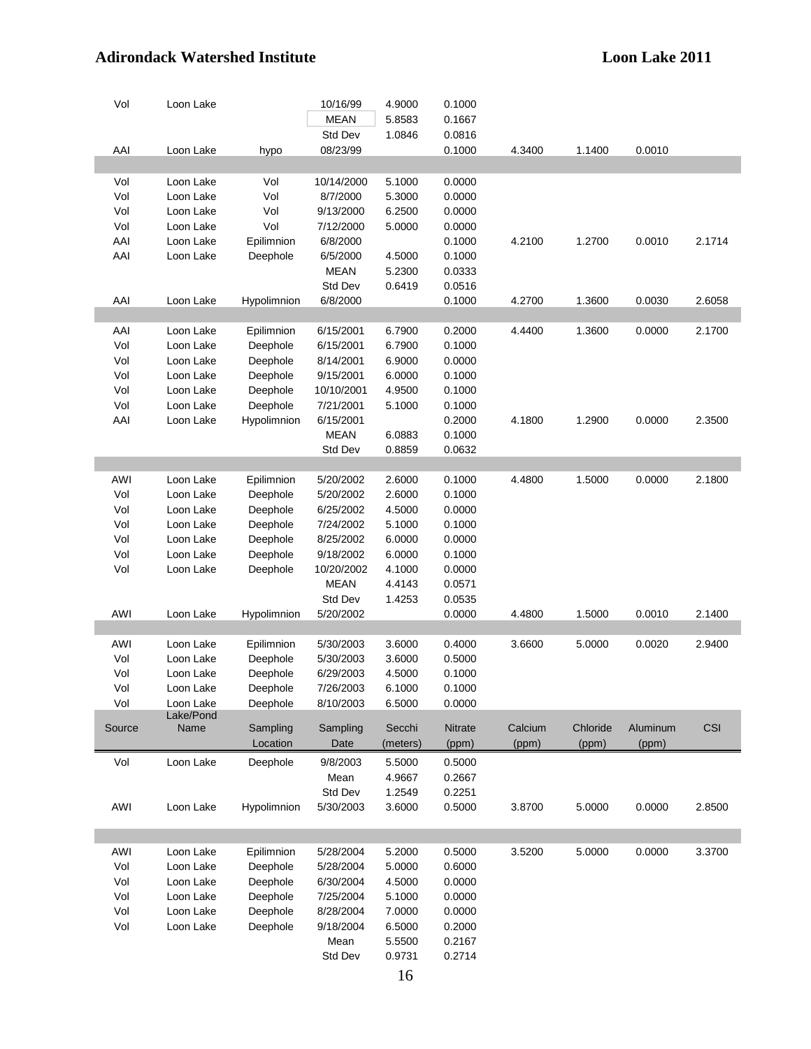| Source | Lake/Pond Name | Sampling Location | Sampling Date | Secchi (meters) | Nitrate (ppm) | Calcium (ppm) | Chloride (ppm) | Aluminum (ppm) | CSI |
|---|---|---|---|---|---|---|---|---|---|
| Vol | Loon Lake | | 10/16/99 | 4.9000 | 0.1000 | | | | |
| | | | MEAN | 5.8583 | 0.1667 | | | | |
| | | | Std Dev | 1.0846 | 0.0816 | | | | |
| AAI | Loon Lake | hypo | 08/23/99 | | 0.1000 | 4.3400 | 1.1400 | 0.0010 | |
| | | | | | | | | | |
| Vol | Loon Lake | Vol | 10/14/2000 | 5.1000 | 0.0000 | | | | |
| Vol | Loon Lake | Vol | 8/7/2000 | 5.3000 | 0.0000 | | | | |
| Vol | Loon Lake | Vol | 9/13/2000 | 6.2500 | 0.0000 | | | | |
| Vol | Loon Lake | Vol | 7/12/2000 | 5.0000 | 0.0000 | | | | |
| AAI | Loon Lake | Epilimnion | 6/8/2000 | | 0.1000 | 4.2100 | 1.2700 | 0.0010 | 2.1714 |
| AAI | Loon Lake | Deephole | 6/5/2000 | 4.5000 | 0.1000 | | | | |
| | | | MEAN | 5.2300 | 0.0333 | | | | |
| | | | Std Dev | 0.6419 | 0.0516 | | | | |
| AAI | Loon Lake | Hypolimnion | 6/8/2000 | | 0.1000 | 4.2700 | 1.3600 | 0.0030 | 2.6058 |
| | | | | | | | | | |
| AAI | Loon Lake | Epilimnion | 6/15/2001 | 6.7900 | 0.2000 | 4.4400 | 1.3600 | 0.0000 | 2.1700 |
| Vol | Loon Lake | Deephole | 6/15/2001 | 6.7900 | 0.1000 | | | | |
| Vol | Loon Lake | Deephole | 8/14/2001 | 6.9000 | 0.0000 | | | | |
| Vol | Loon Lake | Deephole | 9/15/2001 | 6.0000 | 0.1000 | | | | |
| Vol | Loon Lake | Deephole | 10/10/2001 | 4.9500 | 0.1000 | | | | |
| Vol | Loon Lake | Deephole | 7/21/2001 | 5.1000 | 0.1000 | | | | |
| AAI | Loon Lake | Hypolimnion | 6/15/2001 | | 0.2000 | 4.1800 | 1.2900 | 0.0000 | 2.3500 |
| | | | MEAN | 6.0883 | 0.1000 | | | | |
| | | | Std Dev | 0.8859 | 0.0632 | | | | |
| | | | | | | | | | |
| AWI | Loon Lake | Epilimnion | 5/20/2002 | 2.6000 | 0.1000 | 4.4800 | 1.5000 | 0.0000 | 2.1800 |
| Vol | Loon Lake | Deephole | 5/20/2002 | 2.6000 | 0.1000 | | | | |
| Vol | Loon Lake | Deephole | 6/25/2002 | 4.5000 | 0.0000 | | | | |
| Vol | Loon Lake | Deephole | 7/24/2002 | 5.1000 | 0.1000 | | | | |
| Vol | Loon Lake | Deephole | 8/25/2002 | 6.0000 | 0.0000 | | | | |
| Vol | Loon Lake | Deephole | 9/18/2002 | 6.0000 | 0.1000 | | | | |
| Vol | Loon Lake | Deephole | 10/20/2002 | 4.1000 | 0.0000 | | | | |
| | | | MEAN | 4.4143 | 0.0571 | | | | |
| | | | Std Dev | 1.4253 | 0.0535 | | | | |
| AWI | Loon Lake | Hypolimnion | 5/20/2002 | | 0.0000 | 4.4800 | 1.5000 | 0.0010 | 2.1400 |
| | | | | | | | | | |
| AWI | Loon Lake | Epilimnion | 5/30/2003 | 3.6000 | 0.4000 | 3.6600 | 5.0000 | 0.0020 | 2.9400 |
| Vol | Loon Lake | Deephole | 5/30/2003 | 3.6000 | 0.5000 | | | | |
| Vol | Loon Lake | Deephole | 6/29/2003 | 4.5000 | 0.1000 | | | | |
| Vol | Loon Lake | Deephole | 7/26/2003 | 6.1000 | 0.1000 | | | | |
| Vol | Loon Lake | Deephole | 8/10/2003 | 6.5000 | 0.0000 | | | | |
| Vol | Loon Lake | Deephole | 9/8/2003 | 5.5000 | 0.5000 | | | | |
| | | | Mean | 4.9667 | 0.2667 | | | | |
| | | | Std Dev | 1.2549 | 0.2251 | | | | |
| AWI | Loon Lake | Hypolimnion | 5/30/2003 | 3.6000 | 0.5000 | 3.8700 | 5.0000 | 0.0000 | 2.8500 |
| | | | | | | | | | |
| AWI | Loon Lake | Epilimnion | 5/28/2004 | 5.2000 | 0.5000 | 3.5200 | 5.0000 | 0.0000 | 3.3700 |
| Vol | Loon Lake | Deephole | 5/28/2004 | 5.0000 | 0.6000 | | | | |
| Vol | Loon Lake | Deephole | 6/30/2004 | 4.5000 | 0.0000 | | | | |
| Vol | Loon Lake | Deephole | 7/25/2004 | 5.1000 | 0.0000 | | | | |
| Vol | Loon Lake | Deephole | 8/28/2004 | 7.0000 | 0.0000 | | | | |
| Vol | Loon Lake | Deephole | 9/18/2004 | 6.5000 | 0.2000 | | | | |
| | | | Mean | 5.5500 | 0.2167 | | | | |
| | | | Std Dev | 0.9731 | 0.2714 | | | | |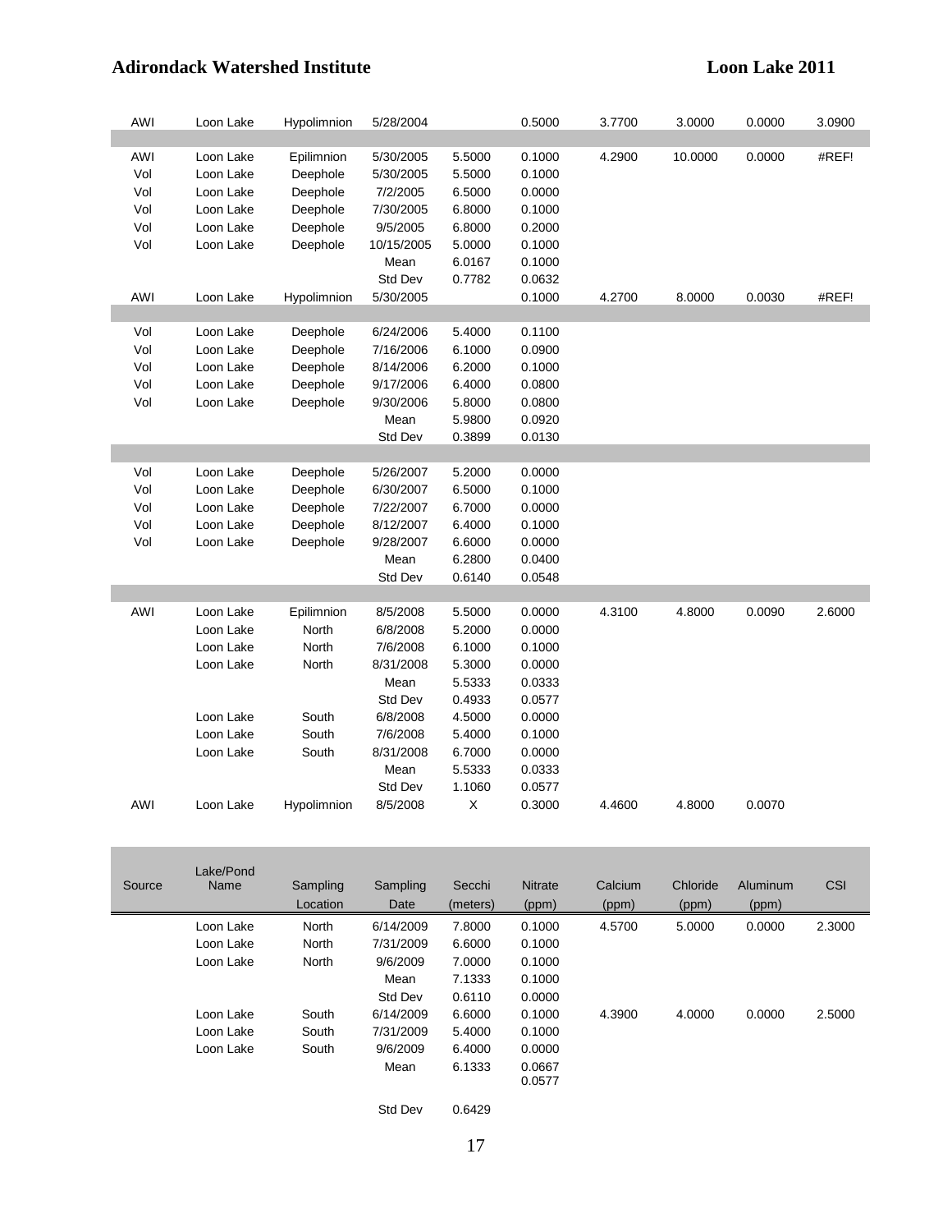| AWI | Loon Lake | Hypolimnion | 5/28/2004 | | 0.5000 | 3.7700 | 3.0000 | 0.0000 | 3.0900 |
|---|---|---|---|---|---|---|---|---|---|
| | | | | | | | | | |
| AWI | Loon Lake | Epilimnion | 5/30/2005 | 5.5000 | 0.1000 | 4.2900 | 10.0000 | 0.0000 | #REF! |
| Vol | Loon Lake | Deephole | 5/30/2005 | 5.5000 | 0.1000 | | | | |
| Vol | Loon Lake | Deephole | 7/2/2005 | 6.5000 | 0.0000 | | | | |
| Vol | Loon Lake | Deephole | 7/30/2005 | 6.8000 | 0.1000 | | | | |
| Vol | Loon Lake | Deephole | 9/5/2005 | 6.8000 | 0.2000 | | | | |
| Vol | Loon Lake | Deephole | 10/15/2005 | 5.0000 | 0.1000 | | | | |
| | | | Mean | 6.0167 | 0.1000 | | | | |
| | | | Std Dev | 0.7782 | 0.0632 | | | | |
| AWI | Loon Lake | Hypolimnion | 5/30/2005 | | 0.1000 | 4.2700 | 8.0000 | 0.0030 | #REF! |
| | | | | | | | | | |
| Vol | Loon Lake | Deephole | 6/24/2006 | 5.4000 | 0.1100 | | | | |
| Vol | Loon Lake | Deephole | 7/16/2006 | 6.1000 | 0.0900 | | | | |
| Vol | Loon Lake | Deephole | 8/14/2006 | 6.2000 | 0.1000 | | | | |
| Vol | Loon Lake | Deephole | 9/17/2006 | 6.4000 | 0.0800 | | | | |
| Vol | Loon Lake | Deephole | 9/30/2006 | 5.8000 | 0.0800 | | | | |
| | | | Mean | 5.9800 | 0.0920 | | | | |
| | | | Std Dev | 0.3899 | 0.0130 | | | | |
| | | | | | | | | | |
| Vol | Loon Lake | Deephole | 5/26/2007 | 5.2000 | 0.0000 | | | | |
| Vol | Loon Lake | Deephole | 6/30/2007 | 6.5000 | 0.1000 | | | | |
| Vol | Loon Lake | Deephole | 7/22/2007 | 6.7000 | 0.0000 | | | | |
| Vol | Loon Lake | Deephole | 8/12/2007 | 6.4000 | 0.1000 | | | | |
| Vol | Loon Lake | Deephole | 9/28/2007 | 6.6000 | 0.0000 | | | | |
| | | | Mean | 6.2800 | 0.0400 | | | | |
| | | | Std Dev | 0.6140 | 0.0548 | | | | |
| | | | | | | | | | |
| AWI | Loon Lake | Epilimnion | 8/5/2008 | 5.5000 | 0.0000 | 4.3100 | 4.8000 | 0.0090 | 2.6000 |
| | Loon Lake | North | 6/8/2008 | 5.2000 | 0.0000 | | | | |
| | Loon Lake | North | 7/6/2008 | 6.1000 | 0.1000 | | | | |
| | Loon Lake | North | 8/31/2008 | 5.3000 | 0.0000 | | | | |
| | | | Mean | 5.5333 | 0.0333 | | | | |
| | | | Std Dev | 0.4933 | 0.0577 | | | | |
| | Loon Lake | South | 6/8/2008 | 4.5000 | 0.0000 | | | | |
| | Loon Lake | South | 7/6/2008 | 5.4000 | 0.1000 | | | | |
| | Loon Lake | South | 8/31/2008 | 6.7000 | 0.0000 | | | | |
| | | | Mean | 5.5333 | 0.0333 | | | | |
| | | | Std Dev | 1.1060 | 0.0577 | | | | |
| AWI | Loon Lake | Hypolimnion | 8/5/2008 | X | 0.3000 | 4.4600 | 4.8000 | 0.0070 | |

| Source | Lake/Pond Name | Sampling Location | Sampling Date | Secchi (meters) | Nitrate (ppm) | Calcium (ppm) | Chloride (ppm) | Aluminum (ppm) | CSI |
|---|---|---|---|---|---|---|---|---|---|
| | Loon Lake | North | 6/14/2009 | 7.8000 | 0.1000 | 4.5700 | 5.0000 | 0.0000 | 2.3000 |
| | Loon Lake | North | 7/31/2009 | 6.6000 | 0.1000 | | | | |
| | Loon Lake | North | 9/6/2009 | 7.0000 | 0.1000 | | | | |
| | | | Mean | 7.1333 | 0.1000 | | | | |
| | | | Std Dev | 0.6110 | 0.0000 | | | | |
| | Loon Lake | South | 6/14/2009 | 6.6000 | 0.1000 | 4.3900 | 4.0000 | 0.0000 | 2.5000 |
| | Loon Lake | South | 7/31/2009 | 5.4000 | 0.1000 | | | | |
| | Loon Lake | South | 9/6/2009 | 6.4000 | 0.0000 | | | | |
| | | | Mean | 6.1333 | 0.0667 | | | | |
| | | | Std Dev | 0.6429 | 0.0577 | | | | |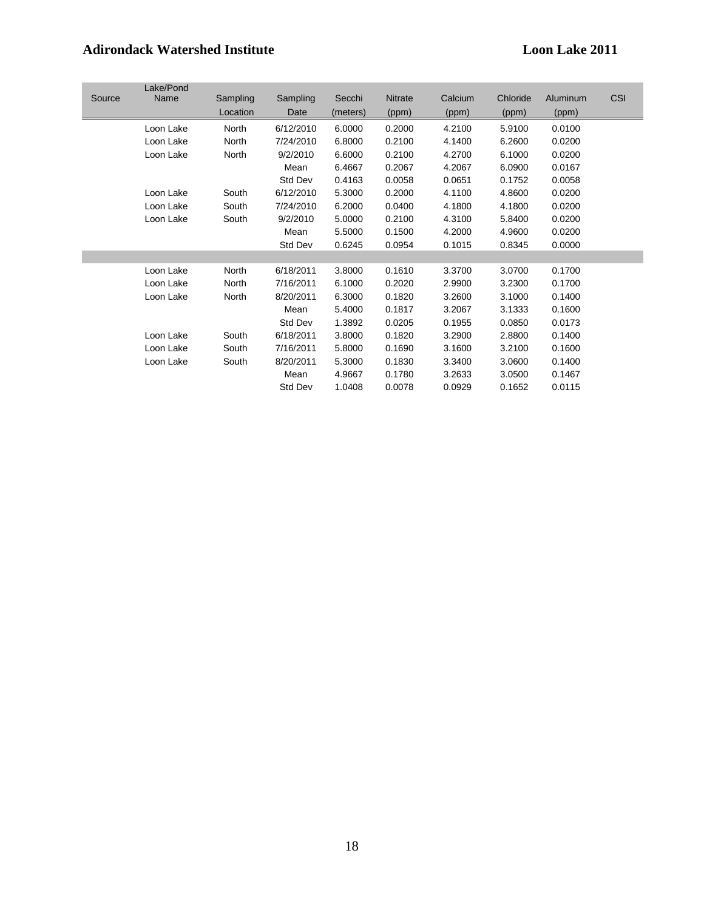| Source | Lake/Pond Name | Sampling Location | Sampling Date | Secchi (meters) | Nitrate (ppm) | Calcium (ppm) | Chloride (ppm) | Aluminum (ppm) | CSI |
|---|---|---|---|---|---|---|---|---|---|
| | Loon Lake | North | 6/12/2010 | 6.0000 | 0.2000 | 4.2100 | 5.9100 | 0.0100 | |
| | Loon Lake | North | 7/24/2010 | 6.8000 | 0.2100 | 4.1400 | 6.2600 | 0.0200 | |
| | Loon Lake | North | 9/2/2010 | 6.6000 | 0.2100 | 4.2700 | 6.1000 | 0.0200 | |
| | | | Mean | 6.4667 | 0.2067 | 4.2067 | 6.0900 | 0.0167 | |
| | | | Std Dev | 0.4163 | 0.0058 | 0.0651 | 0.1752 | 0.0058 | |
| | Loon Lake | South | 6/12/2010 | 5.3000 | 0.2000 | 4.1100 | 4.8600 | 0.0200 | |
| | Loon Lake | South | 7/24/2010 | 6.2000 | 0.0400 | 4.1800 | 4.1800 | 0.0200 | |
| | Loon Lake | South | 9/2/2010 | 5.0000 | 0.2100 | 4.3100 | 5.8400 | 0.0200 | |
| | | | Mean | 5.5000 | 0.1500 | 4.2000 | 4.9600 | 0.0200 | |
| | | | Std Dev | 0.6245 | 0.0954 | 0.1015 | 0.8345 | 0.0000 | |
| | | | | | | | | | |
| | Loon Lake | North | 6/18/2011 | 3.8000 | 0.1610 | 3.3700 | 3.0700 | 0.1700 | |
| | Loon Lake | North | 7/16/2011 | 6.1000 | 0.2020 | 2.9900 | 3.2300 | 0.1700 | |
| | Loon Lake | North | 8/20/2011 | 6.3000 | 0.1820 | 3.2600 | 3.1000 | 0.1400 | |
| | | | Mean | 5.4000 | 0.1817 | 3.2067 | 3.1333 | 0.1600 | |
| | | | Std Dev | 1.3892 | 0.0205 | 0.1955 | 0.0850 | 0.0173 | |
| | Loon Lake | South | 6/18/2011 | 3.8000 | 0.1820 | 3.2900 | 2.8800 | 0.1400 | |
| | Loon Lake | South | 7/16/2011 | 5.8000 | 0.1690 | 3.1600 | 3.2100 | 0.1600 | |
| | Loon Lake | South | 8/20/2011 | 5.3000 | 0.1830 | 3.3400 | 3.0600 | 0.1400 | |
| | | | Mean | 4.9667 | 0.1780 | 3.2633 | 3.0500 | 0.1467 | |
| | | | Std Dev | 1.0408 | 0.0078 | 0.0929 | 0.1652 | 0.0115 | |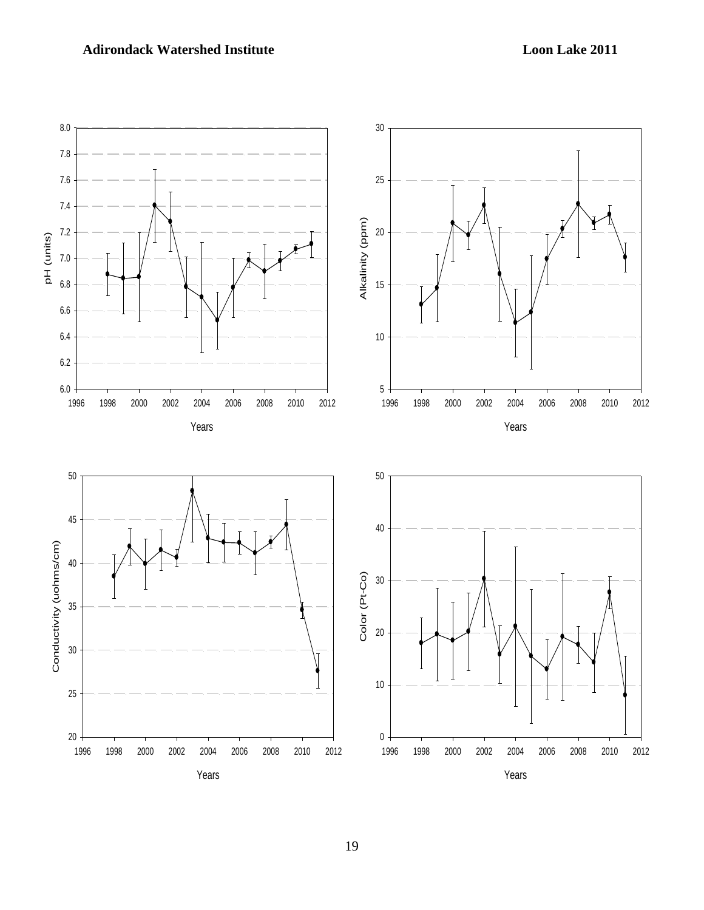pH (units)

Years

Alkalinity (ppm)

Years

Conductivity (uohms/cm)

Years

Color (Pt-Co)

Years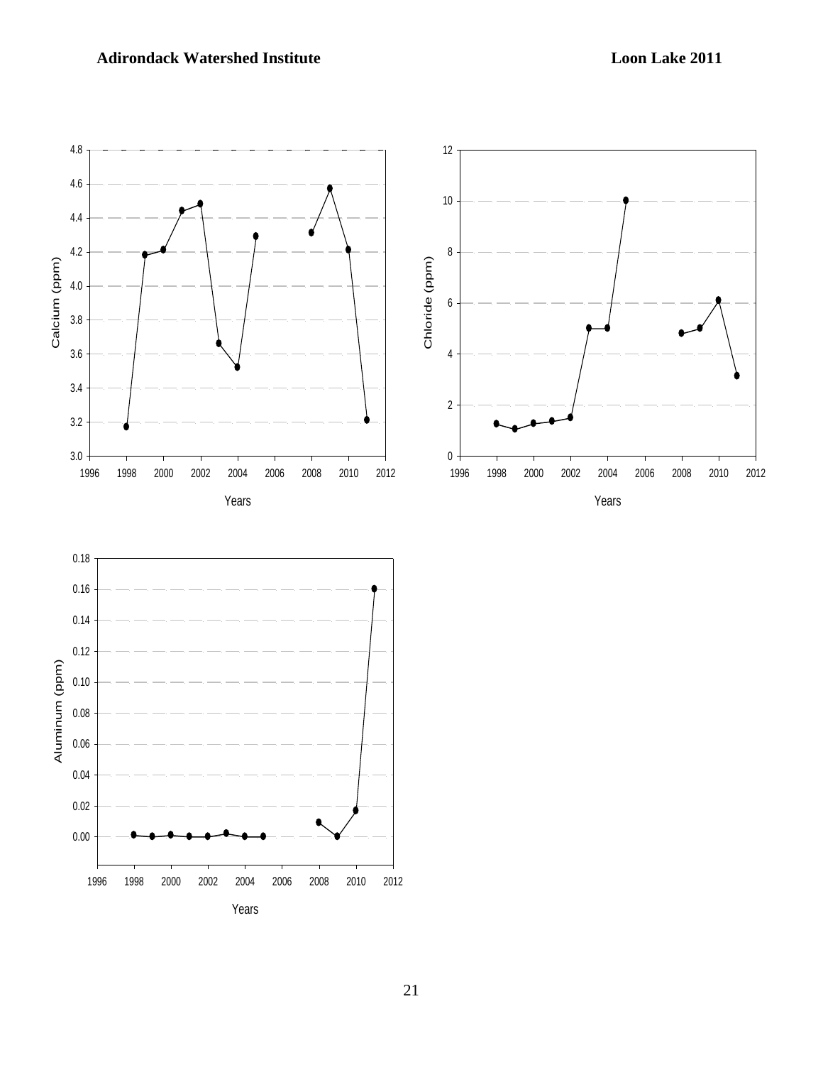Calcium (ppm)

4.8
4.6
4.4
4.2
4.0
3.8
3.6
3.4
3.2
3.0

1996 1998 2000 2002 2004 2006 2008 2010 2012

Years

Chloride (ppm)

12
10
8
6
4
2
0

1996 1998 2000 2002 2004 2006 2008 2010 2012

Years

Aluminum (ppm)

0.18
0.16
0.14
0.12
0.10
0.08
0.06
0.04
0.02
0.00

1996 1998 2000 2002 2004 2006 2008 2010 2012

Years